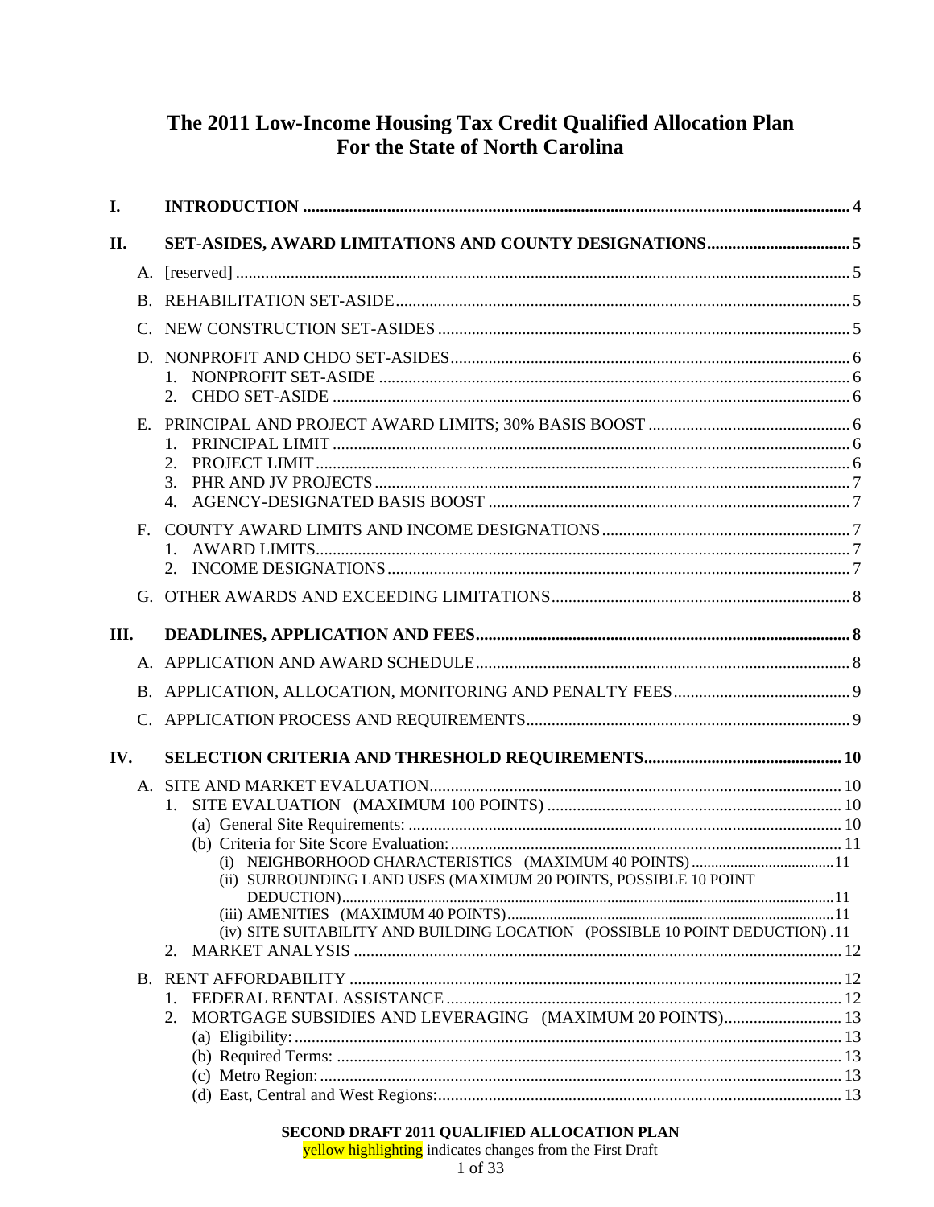# The 2011 Low-Income Housing Tax Credit Qualified Allocation Plan For the State of North Carolina

I. INTRODUCTION ..... 4

II. SET-ASIDES, AWARD LIMITATIONS AND COUNTY DESIGNATIONS ..... 5

- A. [reserved] ..... 5
- B. REHABILITATION SET-ASIDE ..... 5
- C. NEW CONSTRUCTION SET-ASIDES ..... 5
- D. NONPROFIT AND CHDO SET-ASIDES ..... 6
  1. NONPROFIT SET-ASIDE ..... 6
  2. CHDO SET-ASIDE ..... 6
- E. PRINCIPAL AND PROJECT AWARD LIMITS; 30% BASIS BOOST ..... 6
  1. PRINCIPAL LIMIT ..... 6
  2. PROJECT LIMIT ..... 6
  3. PHR AND JV PROJECTS ..... 7
  4. AGENCY-DESIGNATED BASIS BOOST ..... 7
- F. COUNTY AWARD LIMITS AND INCOME DESIGNATIONS ..... 7
  1. AWARD LIMITS ..... 7
  2. INCOME DESIGNATIONS ..... 7
- G. OTHER AWARDS AND EXCEEDING LIMITATIONS ..... 8

III. DEADLINES, APPLICATION AND FEES ..... 8

- A. APPLICATION AND AWARD SCHEDULE ..... 8
- B. APPLICATION, ALLOCATION, MONITORING AND PENALTY FEES ..... 9
- C. APPLICATION PROCESS AND REQUIREMENTS ..... 9

IV. SELECTION CRITERIA AND THRESHOLD REQUIREMENTS ..... 10

- A. SITE AND MARKET EVALUATION ..... 10
  1. SITE EVALUATION (MAXIMUM 100 POINTS) ..... 10
     - (a) General Site Requirements: ..... 10
     - (b) Criteria for Site Score Evaluation: ..... 11
       - (i) NEIGHBORHOOD CHARACTERISTICS (MAXIMUM 40 POINTS) ..... 11
       - (ii) SURROUNDING LAND USES (MAXIMUM 20 POINTS, POSSIBLE 10 POINT DEDUCTION) ..... 11
       - (iii) AMENITIES (MAXIMUM 40 POINTS) ..... 11
       - (iv) SITE SUITABILITY AND BUILDING LOCATION (POSSIBLE 10 POINT DEDUCTION) ..... 11
  2. MARKET ANALYSIS ..... 12
- B. RENT AFFORDABILITY ..... 12
  1. FEDERAL RENTAL ASSISTANCE ..... 12
  2. MORTGAGE SUBSIDIES AND LEVERAGING (MAXIMUM 20 POINTS) ..... 13
     - (a) Eligibility: ..... 13
     - (b) Required Terms: ..... 13
     - (c) Metro Region: ..... 13
     - (d) East, Central and West Regions: ..... 13

SECOND DRAFT 2011 QUALIFIED ALLOCATION PLAN

yellow highlighting indicates changes from the First Draft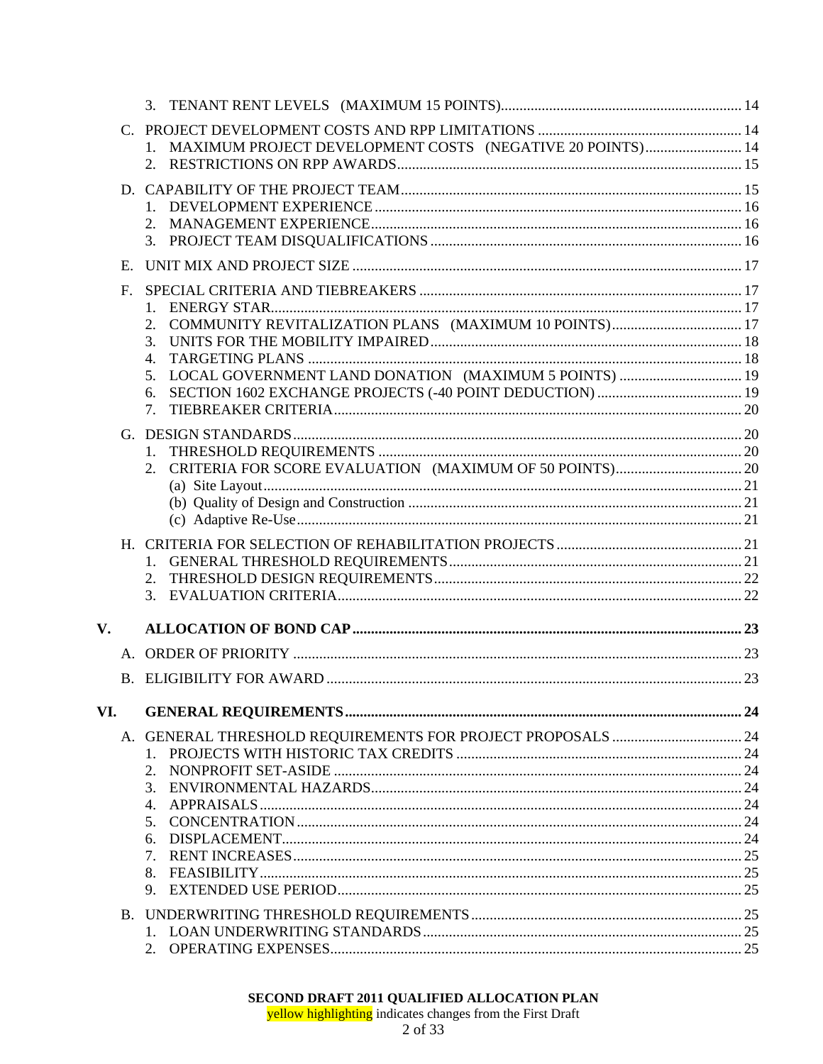3. TENANT RENT LEVELS (MAXIMUM 15 POINTS) ... 14

C. PROJECT DEVELOPMENT COSTS AND RPP LIMITATIONS ... 14
   1. MAXIMUM PROJECT DEVELOPMENT COSTS (NEGATIVE 20 POINTS) ... 14
   2. RESTRICTIONS ON RPP AWARDS ... 15

D. CAPABILITY OF THE PROJECT TEAM ... 15
   1. DEVELOPMENT EXPERIENCE ... 16
   2. MANAGEMENT EXPERIENCE ... 16
   3. PROJECT TEAM DISQUALIFICATIONS ... 16

E. UNIT MIX AND PROJECT SIZE ... 17

F. SPECIAL CRITERIA AND TIEBREAKERS ... 17
   1. ENERGY STAR ... 17
   2. COMMUNITY REVITALIZATION PLANS (MAXIMUM 10 POINTS) ... 17
   3. UNITS FOR THE MOBILITY IMPAIRED ... 18
   4. TARGETING PLANS ... 18
   5. LOCAL GOVERNMENT LAND DONATION (MAXIMUM 5 POINTS) ... 19
   6. SECTION 1602 EXCHANGE PROJECTS (-40 POINT DEDUCTION) ... 19
   7. TIEBREAKER CRITERIA ... 20

G. DESIGN STANDARDS ... 20
   1. THRESHOLD REQUIREMENTS ... 20
   2. CRITERIA FOR SCORE EVALUATION (MAXIMUM OF 50 POINTS) ... 20
      (a) Site Layout ... 21
      (b) Quality of Design and Construction ... 21
      (c) Adaptive Re-Use ... 21

H. CRITERIA FOR SELECTION OF REHABILITATION PROJECTS ... 21
   1. GENERAL THRESHOLD REQUIREMENTS ... 21
   2. THRESHOLD DESIGN REQUIREMENTS ... 22
   3. EVALUATION CRITERIA ... 22

**V. ALLOCATION OF BOND CAP ... 23**

A. ORDER OF PRIORITY ... 23

B. ELIGIBILITY FOR AWARD ... 23

**VI. GENERAL REQUIREMENTS ... 24**

A. GENERAL THRESHOLD REQUIREMENTS FOR PROJECT PROPOSALS ... 24
   1. PROJECTS WITH HISTORIC TAX CREDITS ... 24
   2. NONPROFIT SET-ASIDE ... 24
   3. ENVIRONMENTAL HAZARDS ... 24
   4. APPRAISALS ... 24
   5. CONCENTRATION ... 24
   6. DISPLACEMENT ... 24
   7. RENT INCREASES ... 25
   8. FEASIBILITY ... 25
   9. EXTENDED USE PERIOD ... 25

B. UNDERWRITING THRESHOLD REQUIREMENTS ... 25
   1. LOAN UNDERWRITING STANDARDS ... 25
   2. OPERATING EXPENSES ... 25

**SECOND DRAFT 2011 QUALIFIED ALLOCATION PLAN**
yellow highlighting indicates changes from the First Draft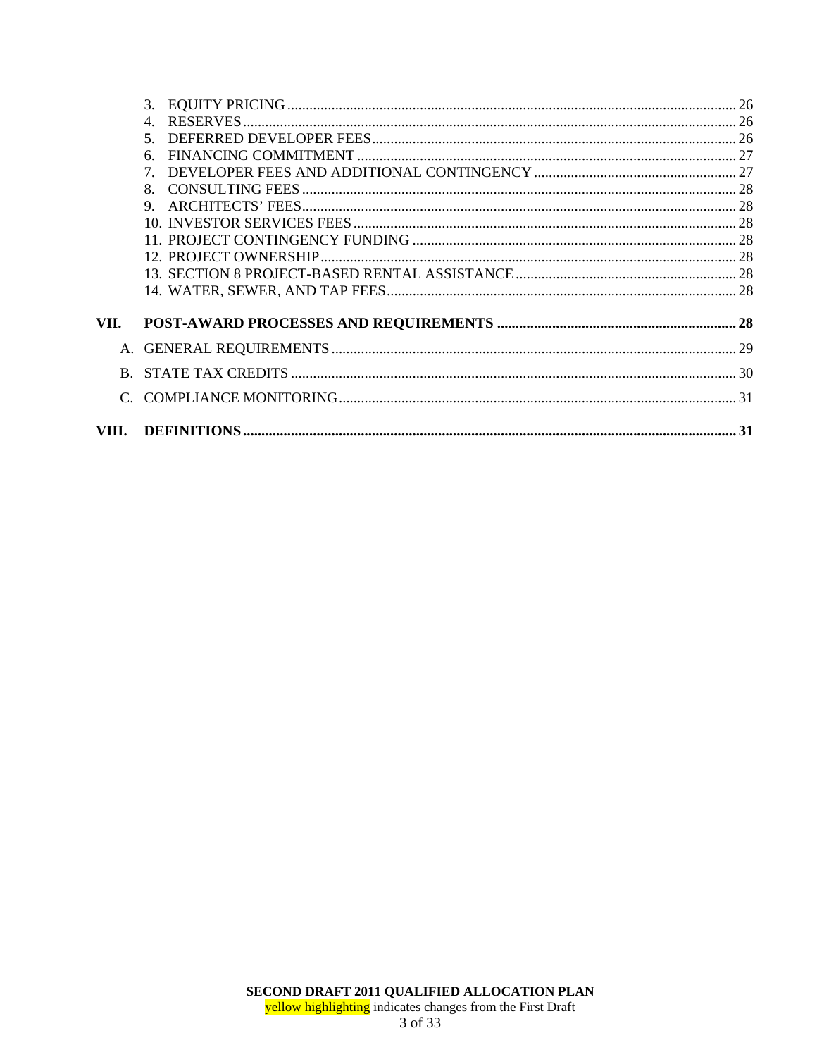3. EQUITY PRICING ........................................................................................................ 26
4. RESERVES .................................................................................................................. 26
5. DEFERRED DEVELOPER FEES ..................................................................................... 26
6. FINANCING COMMITMENT ........................................................................................ 27
7. DEVELOPER FEES AND ADDITIONAL CONTINGENCY ..................................................... 27
8. CONSULTING FEES ..................................................................................................... 28
9. ARCHITECTS' FEES ..................................................................................................... 28
10. INVESTOR SERVICES FEES ......................................................................................... 28
11. PROJECT CONTINGENCY FUNDING ............................................................................ 28
12. PROJECT OWNERSHIP ................................................................................................ 28
13. SECTION 8 PROJECT-BASED RENTAL ASSISTANCE ....................................................... 28
14. WATER, SEWER, AND TAP FEES .................................................................................. 28

**VII. POST-AWARD PROCESSES AND REQUIREMENTS ........................................................ 28**

A. GENERAL REQUIREMENTS .............................................................................................. 29

B. STATE TAX CREDITS ........................................................................................................ 30

C. COMPLIANCE MONITORING ............................................................................................ 31

**VIII. DEFINITIONS ............................................................................................................ 31**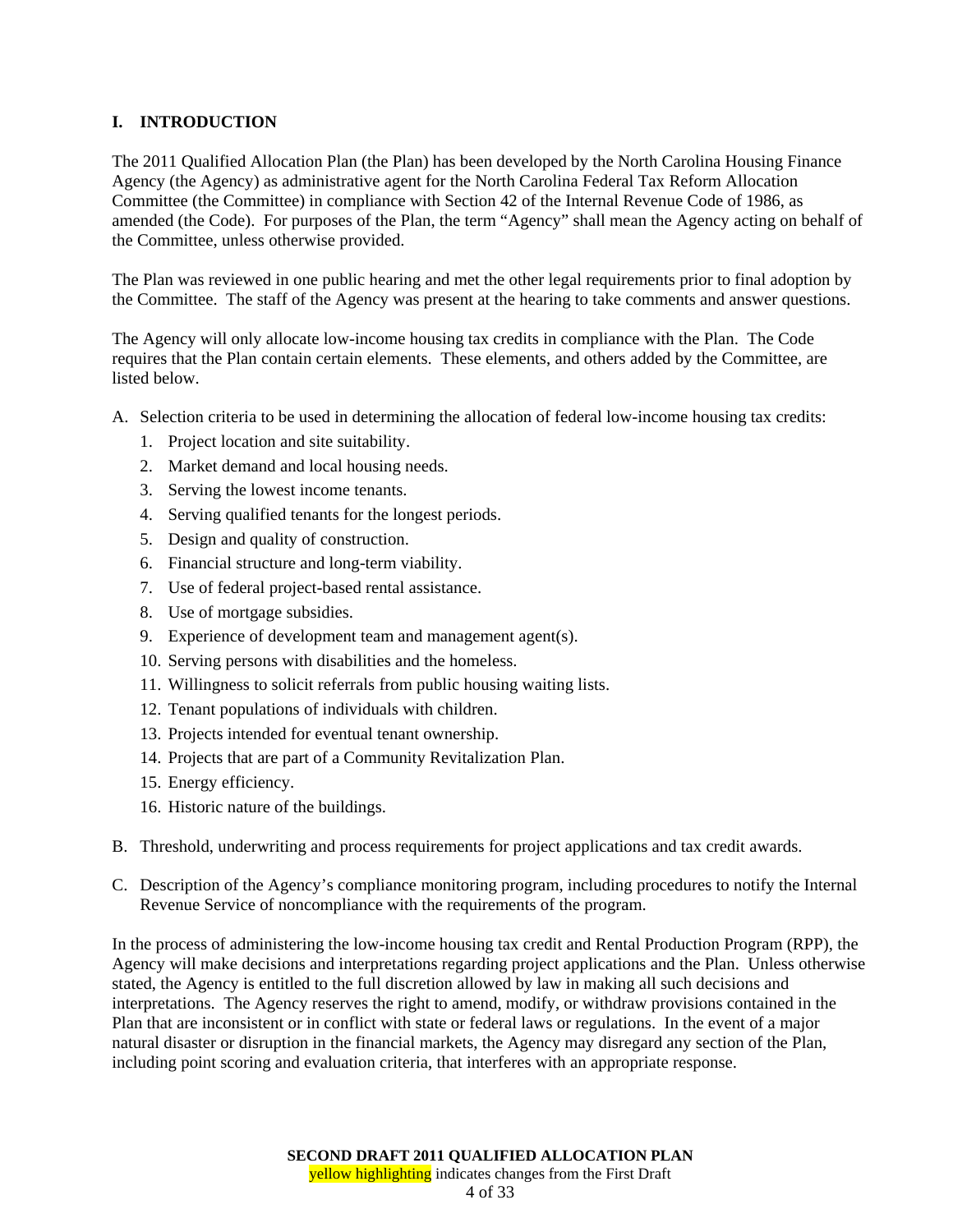## I. INTRODUCTION

The 2011 Qualified Allocation Plan (the Plan) has been developed by the North Carolina Housing Finance Agency (the Agency) as administrative agent for the North Carolina Federal Tax Reform Allocation Committee (the Committee) in compliance with Section 42 of the Internal Revenue Code of 1986, as amended (the Code). For purposes of the Plan, the term "Agency" shall mean the Agency acting on behalf of the Committee, unless otherwise provided.

The Plan was reviewed in one public hearing and met the other legal requirements prior to final adoption by the Committee. The staff of the Agency was present at the hearing to take comments and answer questions.

The Agency will only allocate low-income housing tax credits in compliance with the Plan. The Code requires that the Plan contain certain elements. These elements, and others added by the Committee, are listed below.

A. Selection criteria to be used in determining the allocation of federal low-income housing tax credits:
   1. Project location and site suitability.
   2. Market demand and local housing needs.
   3. Serving the lowest income tenants.
   4. Serving qualified tenants for the longest periods.
   5. Design and quality of construction.
   6. Financial structure and long-term viability.
   7. Use of federal project-based rental assistance.
   8. Use of mortgage subsidies.
   9. Experience of development team and management agent(s).
   10. Serving persons with disabilities and the homeless.
   11. Willingness to solicit referrals from public housing waiting lists.
   12. Tenant populations of individuals with children.
   13. Projects intended for eventual tenant ownership.
   14. Projects that are part of a Community Revitalization Plan.
   15. Energy efficiency.
   16. Historic nature of the buildings.

B. Threshold, underwriting and process requirements for project applications and tax credit awards.

C. Description of the Agency's compliance monitoring program, including procedures to notify the Internal Revenue Service of noncompliance with the requirements of the program.

In the process of administering the low-income housing tax credit and Rental Production Program (RPP), the Agency will make decisions and interpretations regarding project applications and the Plan. Unless otherwise stated, the Agency is entitled to the full discretion allowed by law in making all such decisions and interpretations. The Agency reserves the right to amend, modify, or withdraw provisions contained in the Plan that are inconsistent or in conflict with state or federal laws or regulations. In the event of a major natural disaster or disruption in the financial markets, the Agency may disregard any section of the Plan, including point scoring and evaluation criteria, that interferes with an appropriate response.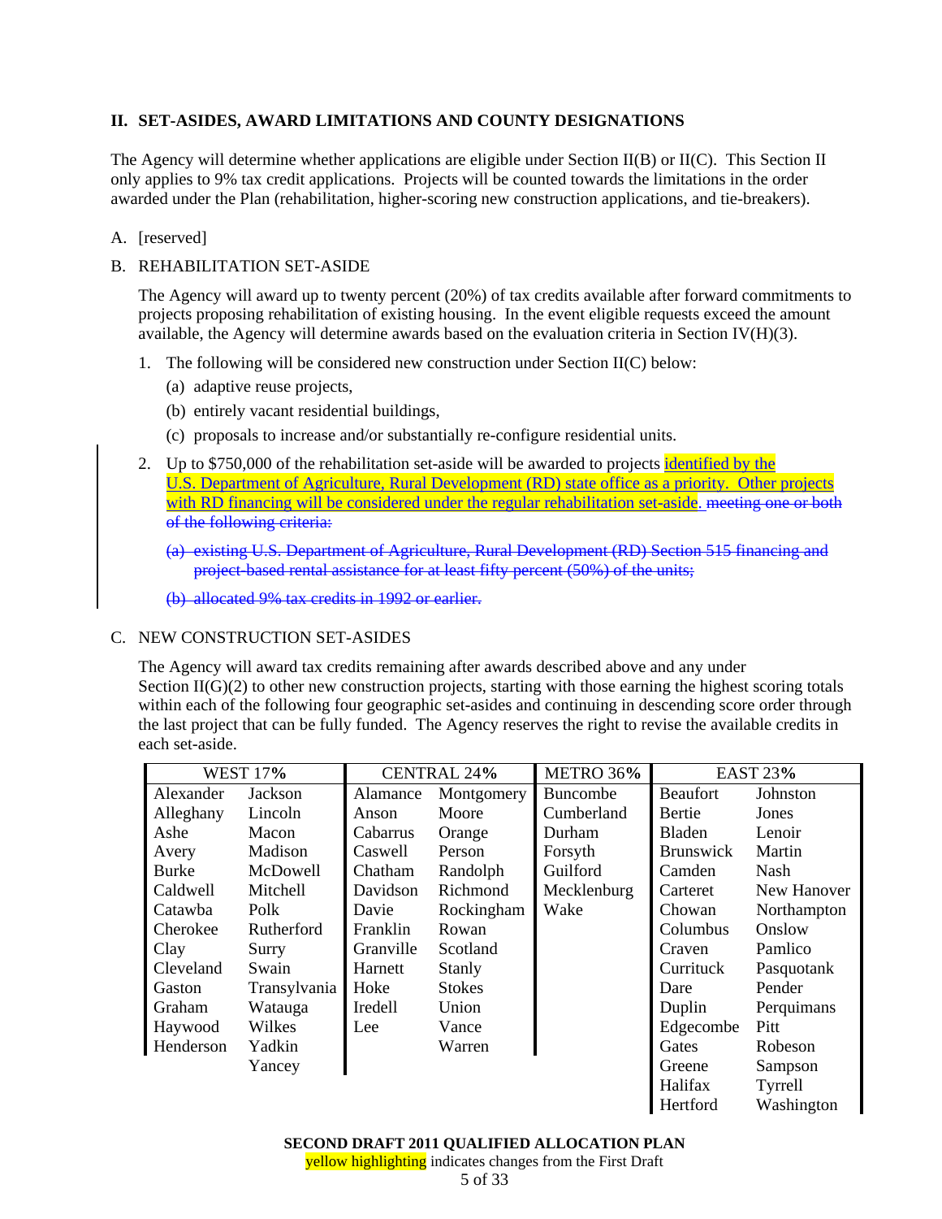## II. SET-ASIDES, AWARD LIMITATIONS AND COUNTY DESIGNATIONS

The Agency will determine whether applications are eligible under Section II(B) or II(C). This Section II only applies to 9% tax credit applications. Projects will be counted towards the limitations in the order awarded under the Plan (rehabilitation, higher-scoring new construction applications, and tie-breakers).

A. [reserved]

B. REHABILITATION SET-ASIDE

The Agency will award up to twenty percent (20%) of tax credits available after forward commitments to projects proposing rehabilitation of existing housing. In the event eligible requests exceed the amount available, the Agency will determine awards based on the evaluation criteria in Section IV(H)(3).

1. The following will be considered new construction under Section II(C) below:
   - (a) adaptive reuse projects,
   - (b) entirely vacant residential buildings,
   - (c) proposals to increase and/or substantially re-configure residential units.

2. Up to $750,000 of the rehabilitation set-aside will be awarded to projects identified by the U.S. Department of Agriculture, Rural Development (RD) state office as a priority. Other projects with RD financing will be considered under the regular rehabilitation set-aside. ~~meeting one or both of the following criteria:~~
   - ~~(a) existing U.S. Department of Agriculture, Rural Development (RD) Section 515 financing and project-based rental assistance for at least fifty percent (50%) of the units;~~
   - ~~(b) allocated 9% tax credits in 1992 or earlier.~~

C. NEW CONSTRUCTION SET-ASIDES

The Agency will award tax credits remaining after awards described above and any under Section II(G)(2) to other new construction projects, starting with those earning the highest scoring totals within each of the following four geographic set-asides and continuing in descending score order through the last project that can be fully funded. The Agency reserves the right to revise the available credits in each set-aside.

| WEST 17% | | CENTRAL 24% | | METRO 36% | EAST 23% | |
|---|---|---|---|---|---|---|
| Alexander | Jackson | Alamance | Montgomery | Buncombe | Beaufort | Johnston |
| Alleghany | Lincoln | Anson | Moore | Cumberland | Bertie | Jones |
| Ashe | Macon | Cabarrus | Orange | Durham | Bladen | Lenoir |
| Avery | Madison | Caswell | Person | Forsyth | Brunswick | Martin |
| Burke | McDowell | Chatham | Randolph | Guilford | Camden | Nash |
| Caldwell | Mitchell | Davidson | Richmond | Mecklenburg | Carteret | New Hanover |
| Catawba | Polk | Davie | Rockingham | Wake | Chowan | Northampton |
| Cherokee | Rutherford | Franklin | Rowan | | Columbus | Onslow |
| Clay | Surry | Granville | Scotland | | Craven | Pamlico |
| Cleveland | Swain | Harnett | Stanly | | Currituck | Pasquotank |
| Gaston | Transylvania | Hoke | Stokes | | Dare | Pender |
| Graham | Watauga | Iredell | Union | | Duplin | Perquimans |
| Haywood | Wilkes | Lee | Vance | | Edgecombe | Pitt |
| Henderson | Yadkin | | Warren | | Gates | Robeson |
| | Yancey | | | | Greene | Sampson |
| | | | | | Halifax | Tyrrell |
| | | | | | Hertford | Washington |

**SECOND DRAFT 2011 QUALIFIED ALLOCATION PLAN**
yellow highlighting indicates changes from the First Draft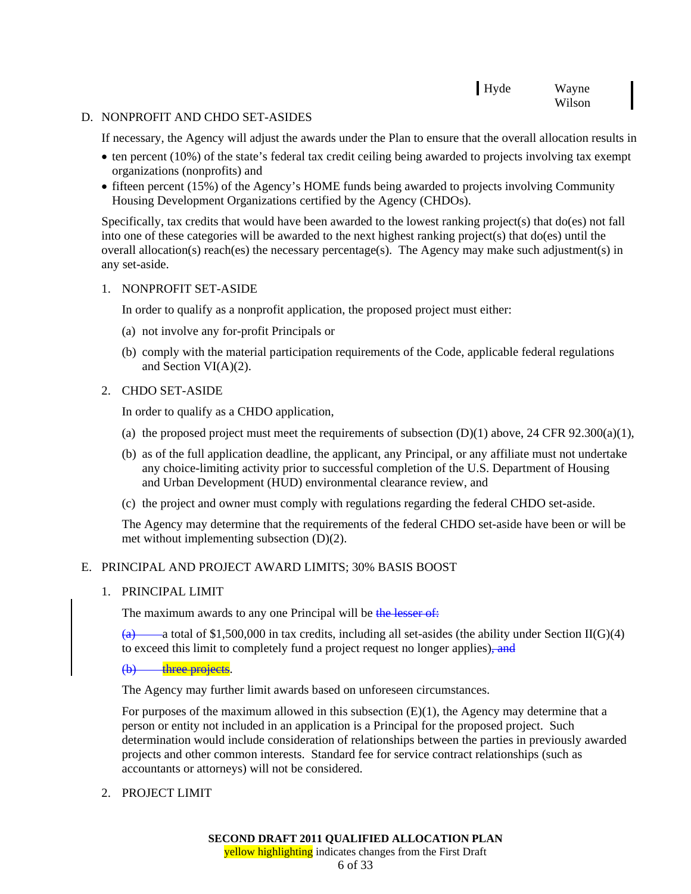| Hyde | Wayne Wilson |
| --- | --- |

D. NONPROFIT AND CHDO SET-ASIDES

If necessary, the Agency will adjust the awards under the Plan to ensure that the overall allocation results in

- ten percent (10%) of the state's federal tax credit ceiling being awarded to projects involving tax exempt organizations (nonprofits) and
- fifteen percent (15%) of the Agency's HOME funds being awarded to projects involving Community Housing Development Organizations certified by the Agency (CHDOs).

Specifically, tax credits that would have been awarded to the lowest ranking project(s) that do(es) not fall into one of these categories will be awarded to the next highest ranking project(s) that do(es) until the overall allocation(s) reach(es) the necessary percentage(s). The Agency may make such adjustment(s) in any set-aside.

1. NONPROFIT SET-ASIDE

   In order to qualify as a nonprofit application, the proposed project must either:

   (a) not involve any for-profit Principals or

   (b) comply with the material participation requirements of the Code, applicable federal regulations and Section VI(A)(2).

2. CHDO SET-ASIDE

   In order to qualify as a CHDO application,

   (a) the proposed project must meet the requirements of subsection (D)(1) above, 24 CFR 92.300(a)(1),

   (b) as of the full application deadline, the applicant, any Principal, or any affiliate must not undertake any choice-limiting activity prior to successful completion of the U.S. Department of Housing and Urban Development (HUD) environmental clearance review, and

   (c) the project and owner must comply with regulations regarding the federal CHDO set-aside.

   The Agency may determine that the requirements of the federal CHDO set-aside have been or will be met without implementing subsection (D)(2).

E. PRINCIPAL AND PROJECT AWARD LIMITS; 30% BASIS BOOST

1. PRINCIPAL LIMIT

   The maximum awards to any one Principal will be ~~the lesser of:~~

   ~~(a)~~ a total of $1,500,000 in tax credits, including all set-asides (the ability under Section II(G)(4) to exceed this limit to completely fund a project request no longer applies)~~, and~~

   ~~(b) three projects~~.

   The Agency may further limit awards based on unforeseen circumstances.

   For purposes of the maximum allowed in this subsection (E)(1), the Agency may determine that a person or entity not included in an application is a Principal for the proposed project. Such determination would include consideration of relationships between the parties in previously awarded projects and other common interests. Standard fee for service contract relationships (such as accountants or attorneys) will not be considered.

2. PROJECT LIMIT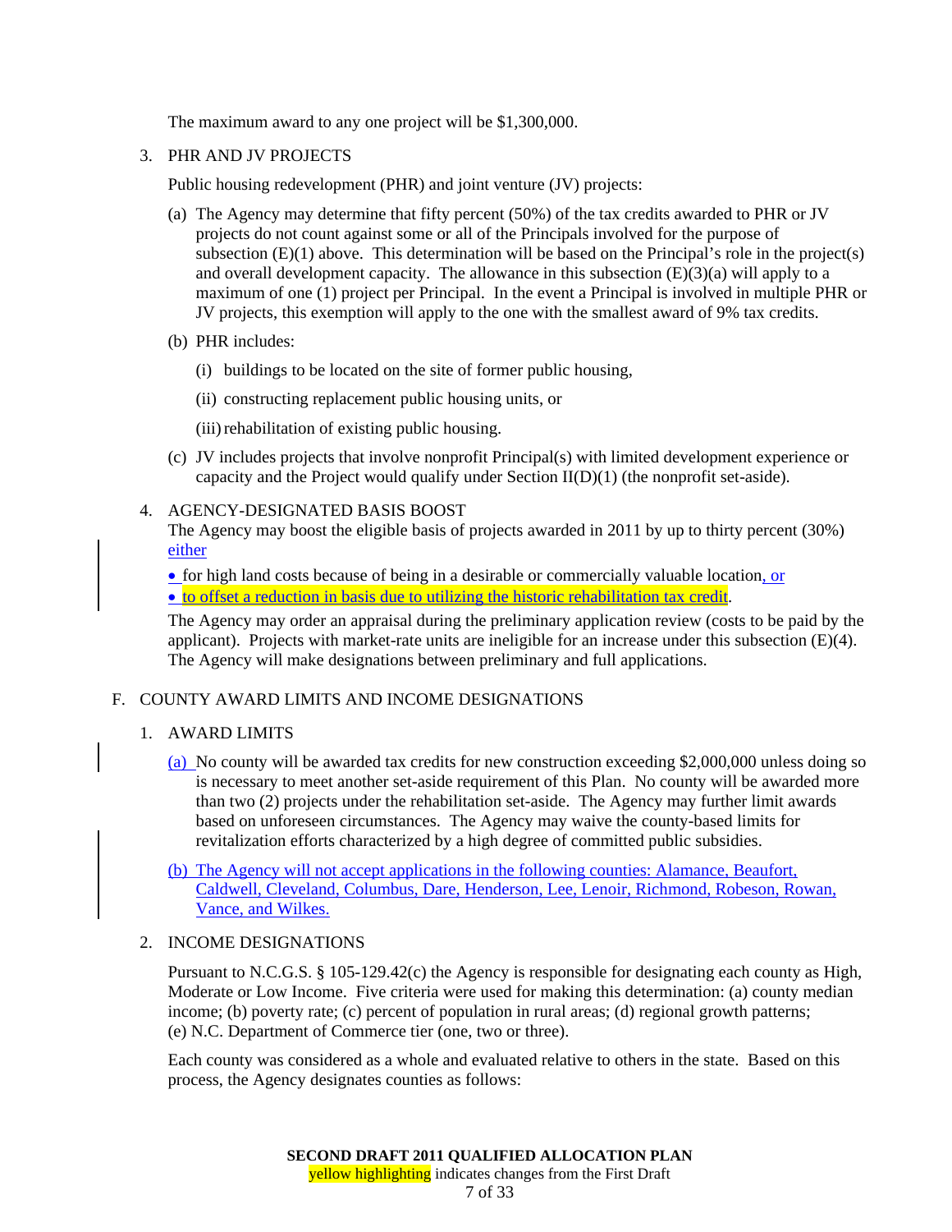The maximum award to any one project will be $1,300,000.

3. PHR AND JV PROJECTS

   Public housing redevelopment (PHR) and joint venture (JV) projects:

   (a) The Agency may determine that fifty percent (50%) of the tax credits awarded to PHR or JV projects do not count against some or all of the Principals involved for the purpose of subsection (E)(1) above. This determination will be based on the Principal's role in the project(s) and overall development capacity. The allowance in this subsection (E)(3)(a) will apply to a maximum of one (1) project per Principal. In the event a Principal is involved in multiple PHR or JV projects, this exemption will apply to the one with the smallest award of 9% tax credits.

   (b) PHR includes:

      (i) buildings to be located on the site of former public housing,

      (ii) constructing replacement public housing units, or

      (iii) rehabilitation of existing public housing.

   (c) JV includes projects that involve nonprofit Principal(s) with limited development experience or capacity and the Project would qualify under Section II(D)(1) (the nonprofit set-aside).

4. AGENCY-DESIGNATED BASIS BOOST

   The Agency may boost the eligible basis of projects awarded in 2011 by up to thirty percent (30%) either

   - for high land costs because of being in a desirable or commercially valuable location, or
   - to offset a reduction in basis due to utilizing the historic rehabilitation tax credit.

   The Agency may order an appraisal during the preliminary application review (costs to be paid by the applicant). Projects with market-rate units are ineligible for an increase under this subsection (E)(4). The Agency will make designations between preliminary and full applications.

F. COUNTY AWARD LIMITS AND INCOME DESIGNATIONS

1. AWARD LIMITS

   (a) No county will be awarded tax credits for new construction exceeding $2,000,000 unless doing so is necessary to meet another set-aside requirement of this Plan. No county will be awarded more than two (2) projects under the rehabilitation set-aside. The Agency may further limit awards based on unforeseen circumstances. The Agency may waive the county-based limits for revitalization efforts characterized by a high degree of committed public subsidies.

   (b) The Agency will not accept applications in the following counties: Alamance, Beaufort, Caldwell, Cleveland, Columbus, Dare, Henderson, Lee, Lenoir, Richmond, Robeson, Rowan, Vance, and Wilkes.

2. INCOME DESIGNATIONS

   Pursuant to N.C.G.S. § 105-129.42(c) the Agency is responsible for designating each county as High, Moderate or Low Income. Five criteria were used for making this determination: (a) county median income; (b) poverty rate; (c) percent of population in rural areas; (d) regional growth patterns; (e) N.C. Department of Commerce tier (one, two or three).

   Each county was considered as a whole and evaluated relative to others in the state. Based on this process, the Agency designates counties as follows: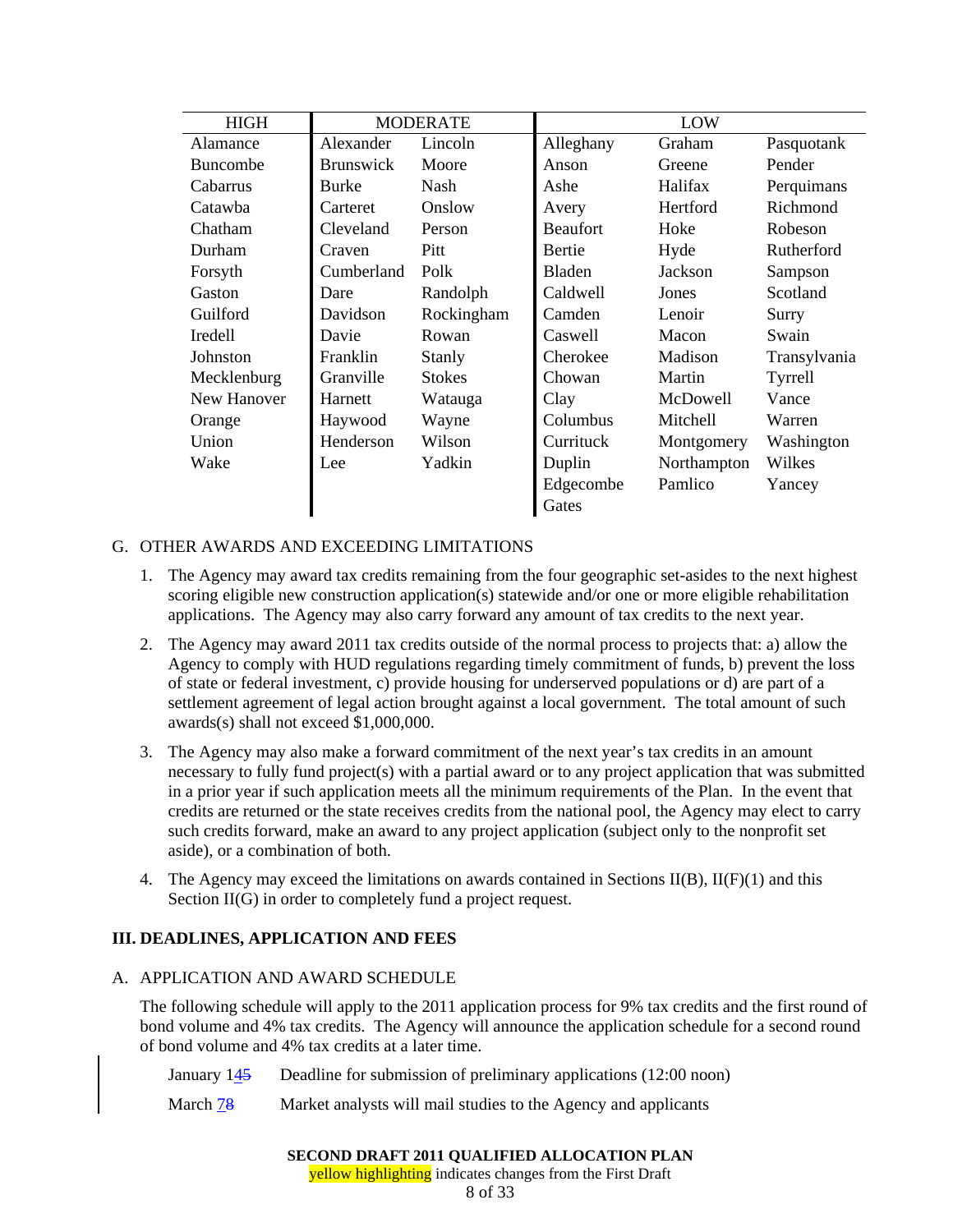| HIGH | MODERATE | | LOW | | |
|---|---|---|---|---|---|
| Alamance | Alexander | Lincoln | Alleghany | Graham | Pasquotank |
| Buncombe | Brunswick | Moore | Anson | Greene | Pender |
| Cabarrus | Burke | Nash | Ashe | Halifax | Perquimans |
| Catawba | Carteret | Onslow | Avery | Hertford | Richmond |
| Chatham | Cleveland | Person | Beaufort | Hoke | Robeson |
| Durham | Craven | Pitt | Bertie | Hyde | Rutherford |
| Forsyth | Cumberland | Polk | Bladen | Jackson | Sampson |
| Gaston | Dare | Randolph | Caldwell | Jones | Scotland |
| Guilford | Davidson | Rockingham | Camden | Lenoir | Surry |
| Iredell | Davie | Rowan | Caswell | Macon | Swain |
| Johnston | Franklin | Stanly | Cherokee | Madison | Transylvania |
| Mecklenburg | Granville | Stokes | Chowan | Martin | Tyrrell |
| New Hanover | Harnett | Watauga | Clay | McDowell | Vance |
| Orange | Haywood | Wayne | Columbus | Mitchell | Warren |
| Union | Henderson | Wilson | Currituck | Montgomery | Washington |
| Wake | Lee | Yadkin | Duplin | Northampton | Wilkes |
| | | | Edgecombe | Pamlico | Yancey |
| | | | Gates | | |

G. OTHER AWARDS AND EXCEEDING LIMITATIONS

1. The Agency may award tax credits remaining from the four geographic set-asides to the next highest scoring eligible new construction application(s) statewide and/or one or more eligible rehabilitation applications. The Agency may also carry forward any amount of tax credits to the next year.

2. The Agency may award 2011 tax credits outside of the normal process to projects that: a) allow the Agency to comply with HUD regulations regarding timely commitment of funds, b) prevent the loss of state or federal investment, c) provide housing for underserved populations or d) are part of a settlement agreement of legal action brought against a local government. The total amount of such awards(s) shall not exceed $1,000,000.

3. The Agency may also make a forward commitment of the next year's tax credits in an amount necessary to fully fund project(s) with a partial award or to any project application that was submitted in a prior year if such application meets all the minimum requirements of the Plan. In the event that credits are returned or the state receives credits from the national pool, the Agency may elect to carry such credits forward, make an award to any project application (subject only to the nonprofit set aside), or a combination of both.

4. The Agency may exceed the limitations on awards contained in Sections II(B), II(F)(1) and this Section II(G) in order to completely fund a project request.

## III. DEADLINES, APPLICATION AND FEES

A. APPLICATION AND AWARD SCHEDULE

The following schedule will apply to the 2011 application process for 9% tax credits and the first round of bond volume and 4% tax credits. The Agency will announce the application schedule for a second round of bond volume and 4% tax credits at a later time.

January 14~~5~~ Deadline for submission of preliminary applications (12:00 noon)

March 7~~8~~ Market analysts will mail studies to the Agency and applicants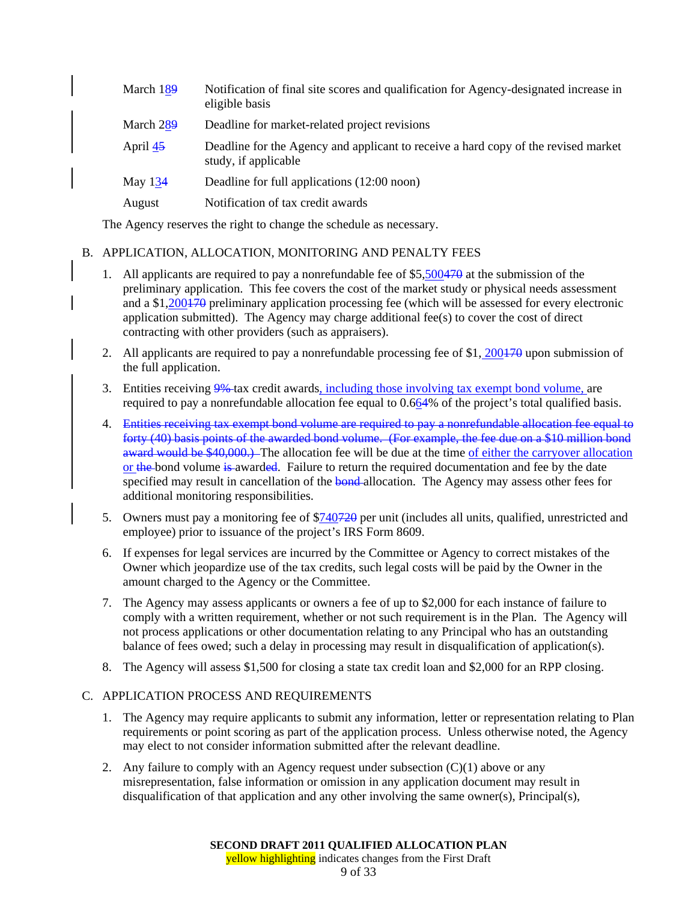| | |
|---|---|
| March 189 | Notification of final site scores and qualification for Agency-designated increase in eligible basis |
| March 289 | Deadline for market-related project revisions |
| April 45 | Deadline for the Agency and applicant to receive a hard copy of the revised market study, if applicable |
| May 134 | Deadline for full applications (12:00 noon) |
| August | Notification of tax credit awards |

The Agency reserves the right to change the schedule as necessary.

B. APPLICATION, ALLOCATION, MONITORING AND PENALTY FEES

1. All applicants are required to pay a nonrefundable fee of $5,500470 at the submission of the preliminary application. This fee covers the cost of the market study or physical needs assessment and a $1,200170 preliminary application processing fee (which will be assessed for every electronic application submitted). The Agency may charge additional fee(s) to cover the cost of direct contracting with other providers (such as appraisers).

2. All applicants are required to pay a nonrefundable processing fee of $1, 200170 upon submission of the full application.

3. Entities receiving ~~9%~~ tax credit awards, including those involving tax exempt bond volume, are required to pay a nonrefundable allocation fee equal to 0.664% of the project's total qualified basis.

4. ~~Entities receiving tax exempt bond volume are required to pay a nonrefundable allocation fee equal to forty (40) basis points of the awarded bond volume. (For example, the fee due on a $10 million bond award would be $40,000.)~~ The allocation fee will be due at the time of either the carryover allocation or ~~the~~ bond volume ~~is~~ awarded. Failure to return the required documentation and fee by the date specified may result in cancellation of the ~~bond~~ allocation. The Agency may assess other fees for additional monitoring responsibilities.

5. Owners must pay a monitoring fee of $740720 per unit (includes all units, qualified, unrestricted and employee) prior to issuance of the project's IRS Form 8609.

6. If expenses for legal services are incurred by the Committee or Agency to correct mistakes of the Owner which jeopardize use of the tax credits, such legal costs will be paid by the Owner in the amount charged to the Agency or the Committee.

7. The Agency may assess applicants or owners a fee of up to $2,000 for each instance of failure to comply with a written requirement, whether or not such requirement is in the Plan. The Agency will not process applications or other documentation relating to any Principal who has an outstanding balance of fees owed; such a delay in processing may result in disqualification of application(s).

8. The Agency will assess $1,500 for closing a state tax credit loan and $2,000 for an RPP closing.

C. APPLICATION PROCESS AND REQUIREMENTS

1. The Agency may require applicants to submit any information, letter or representation relating to Plan requirements or point scoring as part of the application process. Unless otherwise noted, the Agency may elect to not consider information submitted after the relevant deadline.

2. Any failure to comply with an Agency request under subsection (C)(1) above or any misrepresentation, false information or omission in any application document may result in disqualification of that application and any other involving the same owner(s), Principal(s),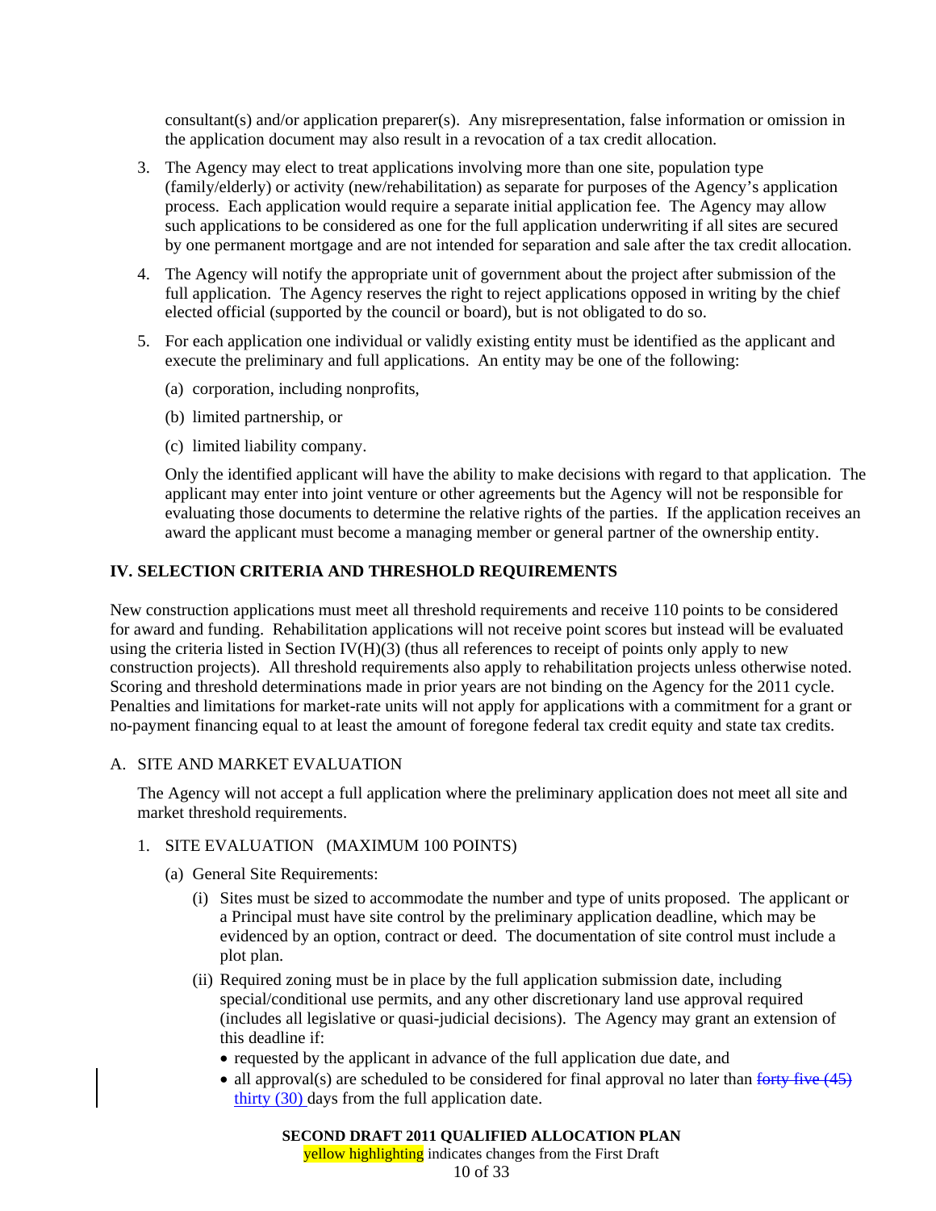consultant(s) and/or application preparer(s). Any misrepresentation, false information or omission in the application document may also result in a revocation of a tax credit allocation.

3. The Agency may elect to treat applications involving more than one site, population type (family/elderly) or activity (new/rehabilitation) as separate for purposes of the Agency's application process. Each application would require a separate initial application fee. The Agency may allow such applications to be considered as one for the full application underwriting if all sites are secured by one permanent mortgage and are not intended for separation and sale after the tax credit allocation.

4. The Agency will notify the appropriate unit of government about the project after submission of the full application. The Agency reserves the right to reject applications opposed in writing by the chief elected official (supported by the council or board), but is not obligated to do so.

5. For each application one individual or validly existing entity must be identified as the applicant and execute the preliminary and full applications. An entity may be one of the following:

   (a) corporation, including nonprofits,

   (b) limited partnership, or

   (c) limited liability company.

   Only the identified applicant will have the ability to make decisions with regard to that application. The applicant may enter into joint venture or other agreements but the Agency will not be responsible for evaluating those documents to determine the relative rights of the parties. If the application receives an award the applicant must become a managing member or general partner of the ownership entity.

## IV. SELECTION CRITERIA AND THRESHOLD REQUIREMENTS

New construction applications must meet all threshold requirements and receive 110 points to be considered for award and funding. Rehabilitation applications will not receive point scores but instead will be evaluated using the criteria listed in Section IV(H)(3) (thus all references to receipt of points only apply to new construction projects). All threshold requirements also apply to rehabilitation projects unless otherwise noted. Scoring and threshold determinations made in prior years are not binding on the Agency for the 2011 cycle. Penalties and limitations for market-rate units will not apply for applications with a commitment for a grant or no-payment financing equal to at least the amount of foregone federal tax credit equity and state tax credits.

A. SITE AND MARKET EVALUATION

The Agency will not accept a full application where the preliminary application does not meet all site and market threshold requirements.

1. SITE EVALUATION (MAXIMUM 100 POINTS)

   (a) General Site Requirements:

      (i) Sites must be sized to accommodate the number and type of units proposed. The applicant or a Principal must have site control by the preliminary application deadline, which may be evidenced by an option, contract or deed. The documentation of site control must include a plot plan.

      (ii) Required zoning must be in place by the full application submission date, including special/conditional use permits, and any other discretionary land use approval required (includes all legislative or quasi-judicial decisions). The Agency may grant an extension of this deadline if:

      - requested by the applicant in advance of the full application due date, and
      - all approval(s) are scheduled to be considered for final approval no later than ~~forty five (45)~~ thirty (30) days from the full application date.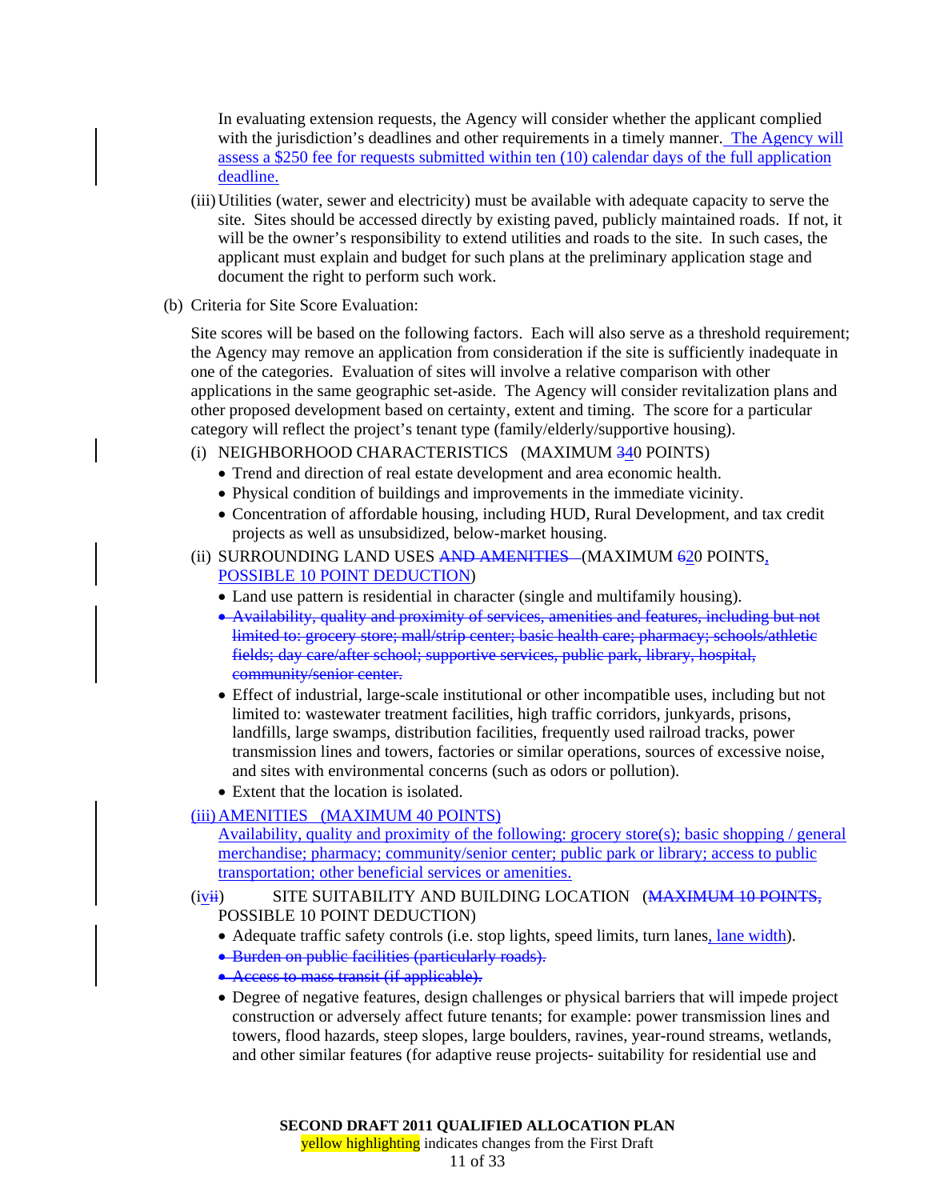In evaluating extension requests, the Agency will consider whether the applicant complied with the jurisdiction's deadlines and other requirements in a timely manner. The Agency will assess a $250 fee for requests submitted within ten (10) calendar days of the full application deadline.

(iii) Utilities (water, sewer and electricity) must be available with adequate capacity to serve the site. Sites should be accessed directly by existing paved, publicly maintained roads. If not, it will be the owner's responsibility to extend utilities and roads to the site. In such cases, the applicant must explain and budget for such plans at the preliminary application stage and document the right to perform such work.

(b) Criteria for Site Score Evaluation:

Site scores will be based on the following factors. Each will also serve as a threshold requirement; the Agency may remove an application from consideration if the site is sufficiently inadequate in one of the categories. Evaluation of sites will involve a relative comparison with other applications in the same geographic set-aside. The Agency will consider revitalization plans and other proposed development based on certainty, extent and timing. The score for a particular category will reflect the project's tenant type (family/elderly/supportive housing).

(i) NEIGHBORHOOD CHARACTERISTICS (MAXIMUM ~~3~~40 POINTS)

- Trend and direction of real estate development and area economic health.
- Physical condition of buildings and improvements in the immediate vicinity.
- Concentration of affordable housing, including HUD, Rural Development, and tax credit projects as well as unsubsidized, below-market housing.

(ii) SURROUNDING LAND USES ~~AND AMENITIES~~ (MAXIMUM ~~6~~20 POINTS, POSSIBLE 10 POINT DEDUCTION)

- Land use pattern is residential in character (single and multifamily housing).
- ~~Availability, quality and proximity of services, amenities and features, including but not limited to: grocery store; mall/strip center; basic health care; pharmacy; schools/athletic fields; day care/after school; supportive services, public park, library, hospital, community/senior center.~~
- Effect of industrial, large-scale institutional or other incompatible uses, including but not limited to: wastewater treatment facilities, high traffic corridors, junkyards, prisons, landfills, large swamps, distribution facilities, frequently used railroad tracks, power transmission lines and towers, factories or similar operations, sources of excessive noise, and sites with environmental concerns (such as odors or pollution).
- Extent that the location is isolated.

(iii) AMENITIES (MAXIMUM 40 POINTS)

Availability, quality and proximity of the following: grocery store(s); basic shopping / general merchandise; pharmacy; community/senior center; public park or library; access to public transportation; other beneficial services or amenities.

(iv~~ii~~) SITE SUITABILITY AND BUILDING LOCATION (~~MAXIMUM 10 POINTS,~~ POSSIBLE 10 POINT DEDUCTION)

- Adequate traffic safety controls (i.e. stop lights, speed limits, turn lanes, lane width).
- ~~Burden on public facilities (particularly roads).~~
- ~~Access to mass transit (if applicable).~~
- Degree of negative features, design challenges or physical barriers that will impede project construction or adversely affect future tenants; for example: power transmission lines and towers, flood hazards, steep slopes, large boulders, ravines, year-round streams, wetlands, and other similar features (for adaptive reuse projects- suitability for residential use and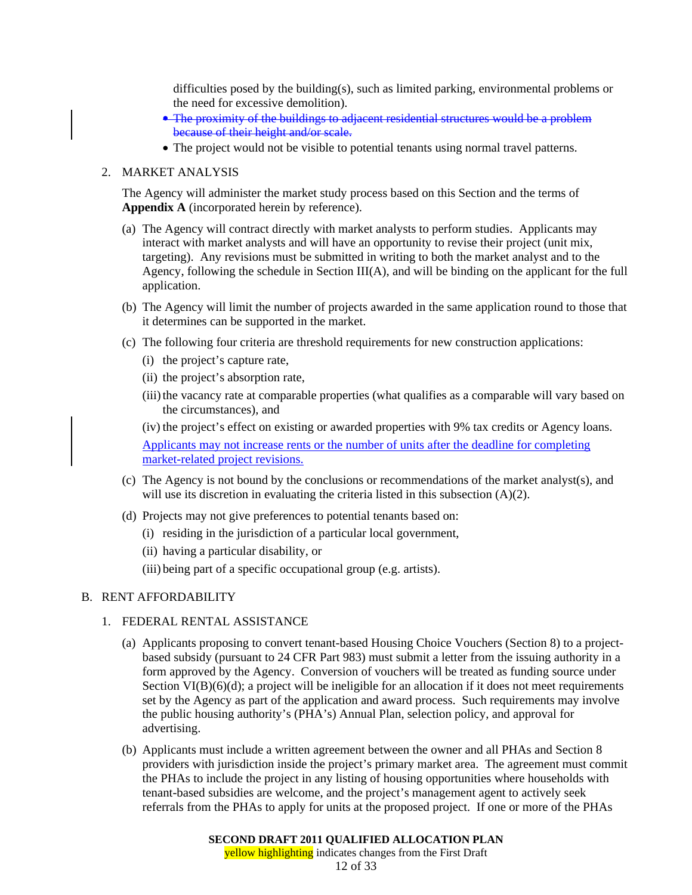difficulties posed by the building(s), such as limited parking, environmental problems or the need for excessive demolition).

- ~~The proximity of the buildings to adjacent residential structures would be a problem because of their height and/or scale.~~
- The project would not be visible to potential tenants using normal travel patterns.

2. MARKET ANALYSIS

   The Agency will administer the market study process based on this Section and the terms of **Appendix A** (incorporated herein by reference).

   (a) The Agency will contract directly with market analysts to perform studies. Applicants may interact with market analysts and will have an opportunity to revise their project (unit mix, targeting). Any revisions must be submitted in writing to both the market analyst and to the Agency, following the schedule in Section III(A), and will be binding on the applicant for the full application.

   (b) The Agency will limit the number of projects awarded in the same application round to those that it determines can be supported in the market.

   (c) The following four criteria are threshold requirements for new construction applications:

      (i) the project's capture rate,

      (ii) the project's absorption rate,

      (iii) the vacancy rate at comparable properties (what qualifies as a comparable will vary based on the circumstances), and

      (iv) the project's effect on existing or awarded properties with 9% tax credits or Agency loans.

      <u>Applicants may not increase rents or the number of units after the deadline for completing market-related project revisions.</u>

   (c) The Agency is not bound by the conclusions or recommendations of the market analyst(s), and will use its discretion in evaluating the criteria listed in this subsection (A)(2).

   (d) Projects may not give preferences to potential tenants based on:

      (i) residing in the jurisdiction of a particular local government,

      (ii) having a particular disability, or

      (iii) being part of a specific occupational group (e.g. artists).

B. RENT AFFORDABILITY

1. FEDERAL RENTAL ASSISTANCE

   (a) Applicants proposing to convert tenant-based Housing Choice Vouchers (Section 8) to a project-based subsidy (pursuant to 24 CFR Part 983) must submit a letter from the issuing authority in a form approved by the Agency. Conversion of vouchers will be treated as funding source under Section VI(B)(6)(d); a project will be ineligible for an allocation if it does not meet requirements set by the Agency as part of the application and award process. Such requirements may involve the public housing authority's (PHA's) Annual Plan, selection policy, and approval for advertising.

   (b) Applicants must include a written agreement between the owner and all PHAs and Section 8 providers with jurisdiction inside the project's primary market area. The agreement must commit the PHAs to include the project in any listing of housing opportunities where households with tenant-based subsidies are welcome, and the project's management agent to actively seek referrals from the PHAs to apply for units at the proposed project. If one or more of the PHAs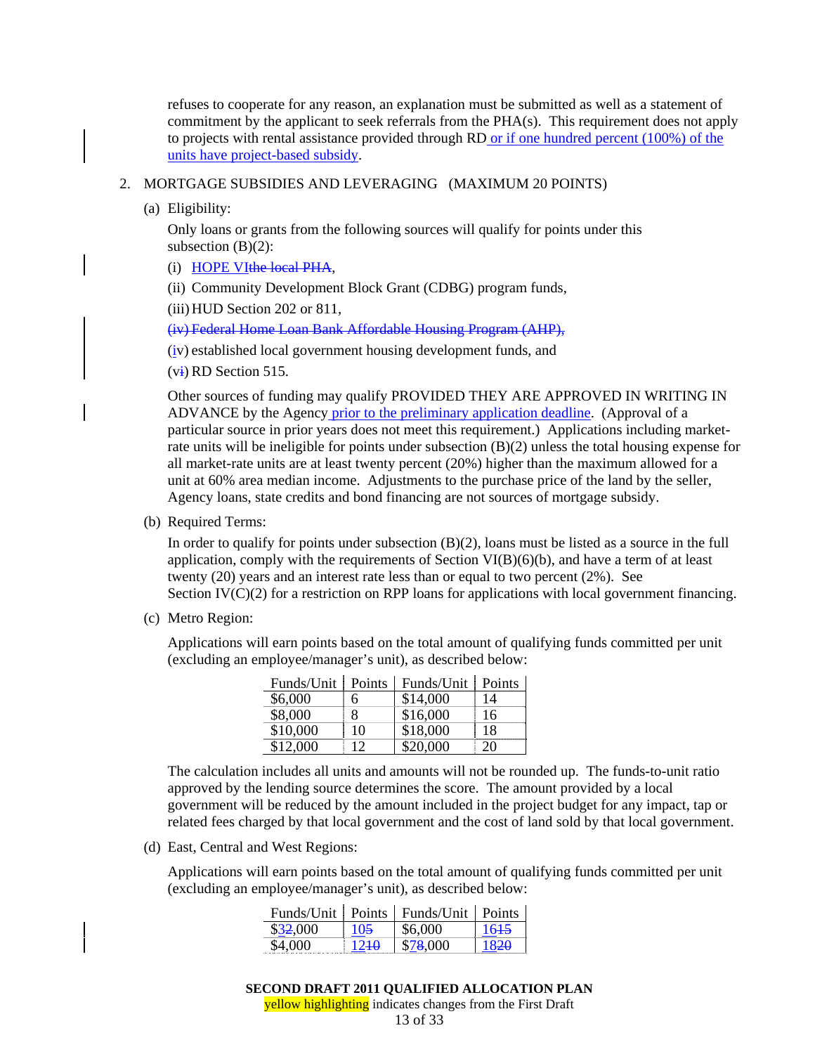refuses to cooperate for any reason, an explanation must be submitted as well as a statement of commitment by the applicant to seek referrals from the PHA(s). This requirement does not apply to projects with rental assistance provided through RD or if one hundred percent (100%) of the units have project-based subsidy.

2. MORTGAGE SUBSIDIES AND LEVERAGING (MAXIMUM 20 POINTS)

   (a) Eligibility:

   Only loans or grants from the following sources will qualify for points under this subsection (B)(2):

   (i) HOPE VI~~the local PHA~~,

   (ii) Community Development Block Grant (CDBG) program funds,

   (iii) HUD Section 202 or 811,

   ~~(iv) Federal Home Loan Bank Affordable Housing Program (AHP),~~

   (iv) established local government housing development funds, and

   (v~~i~~) RD Section 515.

   Other sources of funding may qualify PROVIDED THEY ARE APPROVED IN WRITING IN ADVANCE by the Agency prior to the preliminary application deadline. (Approval of a particular source in prior years does not meet this requirement.) Applications including market-rate units will be ineligible for points under subsection (B)(2) unless the total housing expense for all market-rate units are at least twenty percent (20%) higher than the maximum allowed for a unit at 60% area median income. Adjustments to the purchase price of the land by the seller, Agency loans, state credits and bond financing are not sources of mortgage subsidy.

   (b) Required Terms:

   In order to qualify for points under subsection (B)(2), loans must be listed as a source in the full application, comply with the requirements of Section VI(B)(6)(b), and have a term of at least twenty (20) years and an interest rate less than or equal to two percent (2%). See Section IV(C)(2) for a restriction on RPP loans for applications with local government financing.

   (c) Metro Region:

   Applications will earn points based on the total amount of qualifying funds committed per unit (excluding an employee/manager's unit), as described below:

| Funds/Unit | Points | Funds/Unit | Points |
|---|---|---|---|
| $6,000 | 6 | $14,000 | 14 |
| $8,000 | 8 | $16,000 | 16 |
| $10,000 | 10 | $18,000 | 18 |
| $12,000 | 12 | $20,000 | 20 |

   The calculation includes all units and amounts will not be rounded up. The funds-to-unit ratio approved by the lending source determines the score. The amount provided by a local government will be reduced by the amount included in the project budget for any impact, tap or related fees charged by that local government and the cost of land sold by that local government.

   (d) East, Central and West Regions:

   Applications will earn points based on the total amount of qualifying funds committed per unit (excluding an employee/manager's unit), as described below:

| Funds/Unit | Points | Funds/Unit | Points |
|---|---|---|---|
| $3~~2~~,000 | 10~~5~~ | $6,000 | 16~~15~~ |
| $4,000 | 12~~10~~ | $7~~8~~,000 | 18~~20~~ |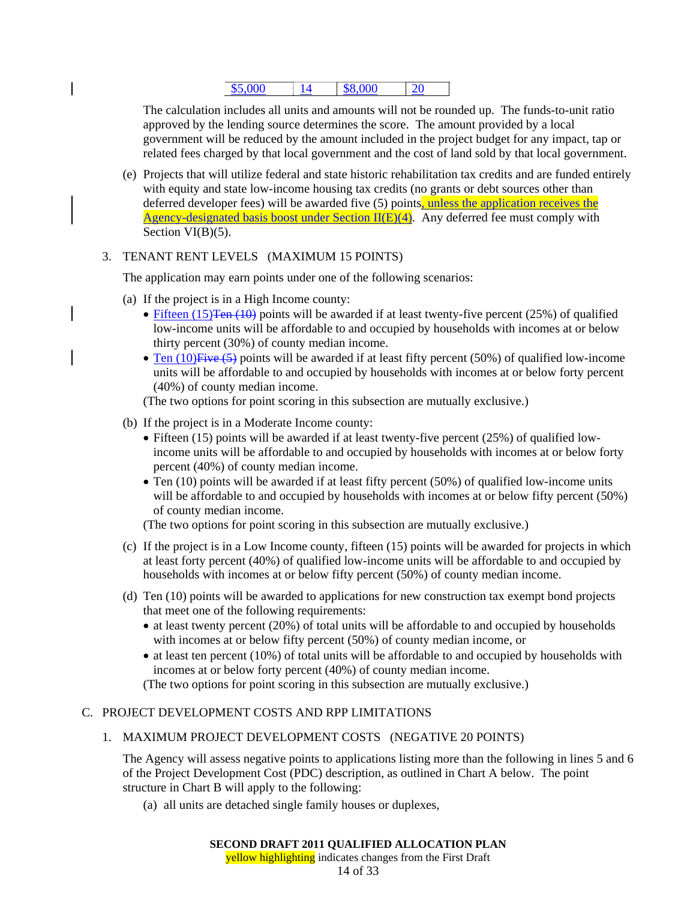| $5,000 | 14 | $8,000 | 20 |
|---|---|---|---|

The calculation includes all units and amounts will not be rounded up. The funds-to-unit ratio approved by the lending source determines the score. The amount provided by a local government will be reduced by the amount included in the project budget for any impact, tap or related fees charged by that local government and the cost of land sold by that local government.

(e) Projects that will utilize federal and state historic rehabilitation tax credits and are funded entirely with equity and state low-income housing tax credits (no grants or debt sources other than deferred developer fees) will be awarded five (5) points, unless the application receives the Agency-designated basis boost under Section II(E)(4). Any deferred fee must comply with Section VI(B)(5).

3. TENANT RENT LEVELS (MAXIMUM 15 POINTS)

The application may earn points under one of the following scenarios:

(a) If the project is in a High Income county:

- Fifteen (15) ~~Ten (10)~~ points will be awarded if at least twenty-five percent (25%) of qualified low-income units will be affordable to and occupied by households with incomes at or below thirty percent (30%) of county median income.
- Ten (10) ~~Five (5)~~ points will be awarded if at least fifty percent (50%) of qualified low-income units will be affordable to and occupied by households with incomes at or below forty percent (40%) of county median income.

(The two options for point scoring in this subsection are mutually exclusive.)

(b) If the project is in a Moderate Income county:

- Fifteen (15) points will be awarded if at least twenty-five percent (25%) of qualified low-income units will be affordable to and occupied by households with incomes at or below forty percent (40%) of county median income.
- Ten (10) points will be awarded if at least fifty percent (50%) of qualified low-income units will be affordable to and occupied by households with incomes at or below fifty percent (50%) of county median income.

(The two options for point scoring in this subsection are mutually exclusive.)

(c) If the project is in a Low Income county, fifteen (15) points will be awarded for projects in which at least forty percent (40%) of qualified low-income units will be affordable to and occupied by households with incomes at or below fifty percent (50%) of county median income.

(d) Ten (10) points will be awarded to applications for new construction tax exempt bond projects that meet one of the following requirements:

- at least twenty percent (20%) of total units will be affordable to and occupied by households with incomes at or below fifty percent (50%) of county median income, or
- at least ten percent (10%) of total units will be affordable to and occupied by households with incomes at or below forty percent (40%) of county median income.

(The two options for point scoring in this subsection are mutually exclusive.)

## C. PROJECT DEVELOPMENT COSTS AND RPP LIMITATIONS

### 1. MAXIMUM PROJECT DEVELOPMENT COSTS (NEGATIVE 20 POINTS)

The Agency will assess negative points to applications listing more than the following in lines 5 and 6 of the Project Development Cost (PDC) description, as outlined in Chart A below. The point structure in Chart B will apply to the following:

(a) all units are detached single family houses or duplexes,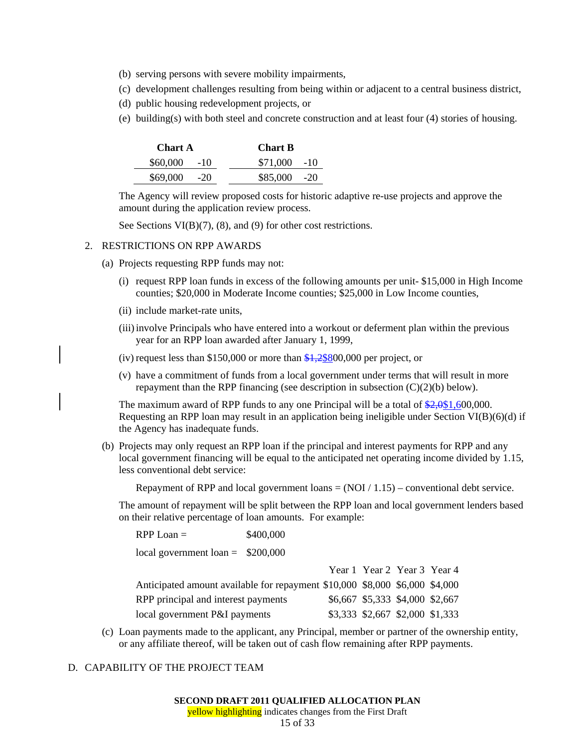(b) serving persons with severe mobility impairments,

(c) development challenges resulting from being within or adjacent to a central business district,

(d) public housing redevelopment projects, or

(e) building(s) with both steel and concrete construction and at least four (4) stories of housing.

| Chart A | | | Chart B | |
|---|---|---|---|---|
| $60,000 | -10 | | $71,000 | -10 |
| $69,000 | -20 | | $85,000 | -20 |

The Agency will review proposed costs for historic adaptive re-use projects and approve the amount during the application review process.

See Sections VI(B)(7), (8), and (9) for other cost restrictions.

2. RESTRICTIONS ON RPP AWARDS

(a) Projects requesting RPP funds may not:

(i) request RPP loan funds in excess of the following amounts per unit- $15,000 in High Income counties; $20,000 in Moderate Income counties; $25,000 in Low Income counties,

(ii) include market-rate units,

(iii) involve Principals who have entered into a workout or deferment plan within the previous year for an RPP loan awarded after January 1, 1999,

(iv) request less than $150,000 or more than ~~$1,2~~$800,000 per project, or

(v) have a commitment of funds from a local government under terms that will result in more repayment than the RPP financing (see description in subsection (C)(2)(b) below).

The maximum award of RPP funds to any one Principal will be a total of ~~$2,0~~$1,600,000. Requesting an RPP loan may result in an application being ineligible under Section VI(B)(6)(d) if the Agency has inadequate funds.

(b) Projects may only request an RPP loan if the principal and interest payments for RPP and any local government financing will be equal to the anticipated net operating income divided by 1.15, less conventional debt service:

Repayment of RPP and local government loans = (NOI / 1.15) – conventional debt service.

The amount of repayment will be split between the RPP loan and local government lenders based on their relative percentage of loan amounts. For example:

RPP Loan = $400,000

local government loan = $200,000

| | Year 1 | Year 2 | Year 3 | Year 4 |
|---|---|---|---|---|
| Anticipated amount available for repayment | $10,000 | $8,000 | $6,000 | $4,000 |
| RPP principal and interest payments | $6,667 | $5,333 | $4,000 | $2,667 |
| local government P&I payments | $3,333 | $2,667 | $2,000 | $1,333 |

(c) Loan payments made to the applicant, any Principal, member or partner of the ownership entity, or any affiliate thereof, will be taken out of cash flow remaining after RPP payments.

D. CAPABILITY OF THE PROJECT TEAM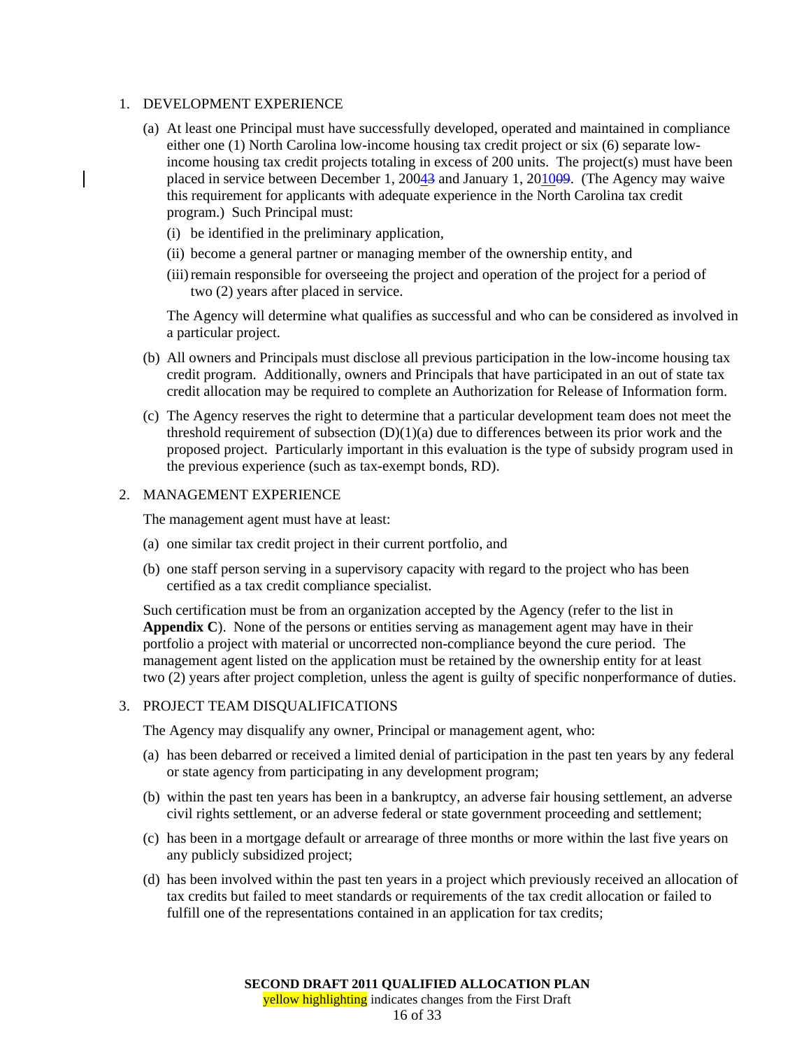1. DEVELOPMENT EXPERIENCE

   (a) At least one Principal must have successfully developed, operated and maintained in compliance either one (1) North Carolina low-income housing tax credit project or six (6) separate low-income housing tax credit projects totaling in excess of 200 units. The project(s) must have been placed in service between December 1, 2004~~3~~ and January 1, 2010~~09~~. (The Agency may waive this requirement for applicants with adequate experience in the North Carolina tax credit program.) Such Principal must:

      (i) be identified in the preliminary application,

      (ii) become a general partner or managing member of the ownership entity, and

      (iii) remain responsible for overseeing the project and operation of the project for a period of two (2) years after placed in service.

      The Agency will determine what qualifies as successful and who can be considered as involved in a particular project.

   (b) All owners and Principals must disclose all previous participation in the low-income housing tax credit program. Additionally, owners and Principals that have participated in an out of state tax credit allocation may be required to complete an Authorization for Release of Information form.

   (c) The Agency reserves the right to determine that a particular development team does not meet the threshold requirement of subsection (D)(1)(a) due to differences between its prior work and the proposed project. Particularly important in this evaluation is the type of subsidy program used in the previous experience (such as tax-exempt bonds, RD).

2. MANAGEMENT EXPERIENCE

   The management agent must have at least:

   (a) one similar tax credit project in their current portfolio, and

   (b) one staff person serving in a supervisory capacity with regard to the project who has been certified as a tax credit compliance specialist.

   Such certification must be from an organization accepted by the Agency (refer to the list in **Appendix C**). None of the persons or entities serving as management agent may have in their portfolio a project with material or uncorrected non-compliance beyond the cure period. The management agent listed on the application must be retained by the ownership entity for at least two (2) years after project completion, unless the agent is guilty of specific nonperformance of duties.

3. PROJECT TEAM DISQUALIFICATIONS

   The Agency may disqualify any owner, Principal or management agent, who:

   (a) has been debarred or received a limited denial of participation in the past ten years by any federal or state agency from participating in any development program;

   (b) within the past ten years has been in a bankruptcy, an adverse fair housing settlement, an adverse civil rights settlement, or an adverse federal or state government proceeding and settlement;

   (c) has been in a mortgage default or arrearage of three months or more within the last five years on any publicly subsidized project;

   (d) has been involved within the past ten years in a project which previously received an allocation of tax credits but failed to meet standards or requirements of the tax credit allocation or failed to fulfill one of the representations contained in an application for tax credits;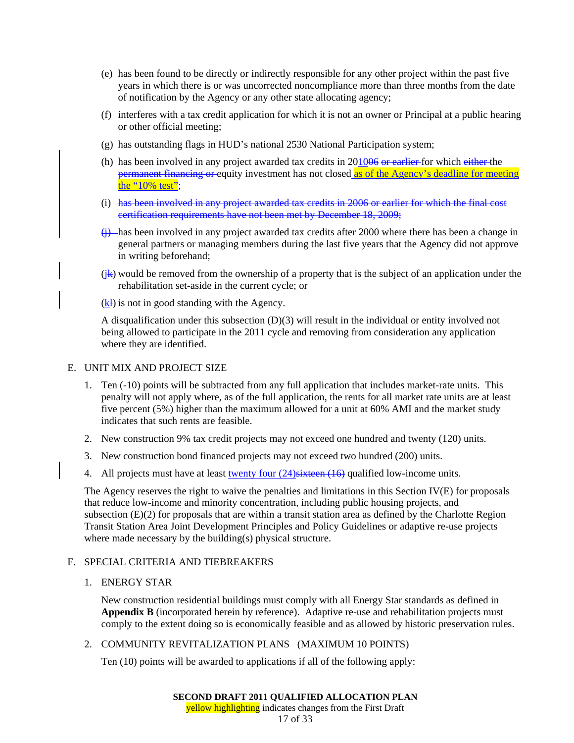(e) has been found to be directly or indirectly responsible for any other project within the past five years in which there is or was uncorrected noncompliance more than three months from the date of notification by the Agency or any other state allocating agency;

(f) interferes with a tax credit application for which it is not an owner or Principal at a public hearing or other official meeting;

(g) has outstanding flags in HUD's national 2530 National Participation system;

(h) has been involved in any project awarded tax credits in 201006 ~~or earlier~~ for which ~~either~~ the ~~permanent financing or~~ equity investment has not closed as of the Agency's deadline for meeting the "10% test";

(i) ~~has been involved in any project awarded tax credits in 2006 or earlier for which the final cost certification requirements have not been met by December 18, 2009;~~

~~(j)~~ has been involved in any project awarded tax credits after 2000 where there has been a change in general partners or managing members during the last five years that the Agency did not approve in writing beforehand;

(j~~k~~) would be removed from the ownership of a property that is the subject of an application under the rehabilitation set-aside in the current cycle; or

(k~~l~~) is not in good standing with the Agency.

A disqualification under this subsection (D)(3) will result in the individual or entity involved not being allowed to participate in the 2011 cycle and removing from consideration any application where they are identified.

E. UNIT MIX AND PROJECT SIZE

1. Ten (-10) points will be subtracted from any full application that includes market-rate units. This penalty will not apply where, as of the full application, the rents for all market rate units are at least five percent (5%) higher than the maximum allowed for a unit at 60% AMI and the market study indicates that such rents are feasible.

2. New construction 9% tax credit projects may not exceed one hundred and twenty (120) units.

3. New construction bond financed projects may not exceed two hundred (200) units.

4. All projects must have at least twenty four (24)~~sixteen (16)~~ qualified low-income units.

The Agency reserves the right to waive the penalties and limitations in this Section IV(E) for proposals that reduce low-income and minority concentration, including public housing projects, and subsection (E)(2) for proposals that are within a transit station area as defined by the Charlotte Region Transit Station Area Joint Development Principles and Policy Guidelines or adaptive re-use projects where made necessary by the building(s) physical structure.

F. SPECIAL CRITERIA AND TIEBREAKERS

1. ENERGY STAR

New construction residential buildings must comply with all Energy Star standards as defined in **Appendix B** (incorporated herein by reference). Adaptive re-use and rehabilitation projects must comply to the extent doing so is economically feasible and as allowed by historic preservation rules.

2. COMMUNITY REVITALIZATION PLANS (MAXIMUM 10 POINTS)

Ten (10) points will be awarded to applications if all of the following apply: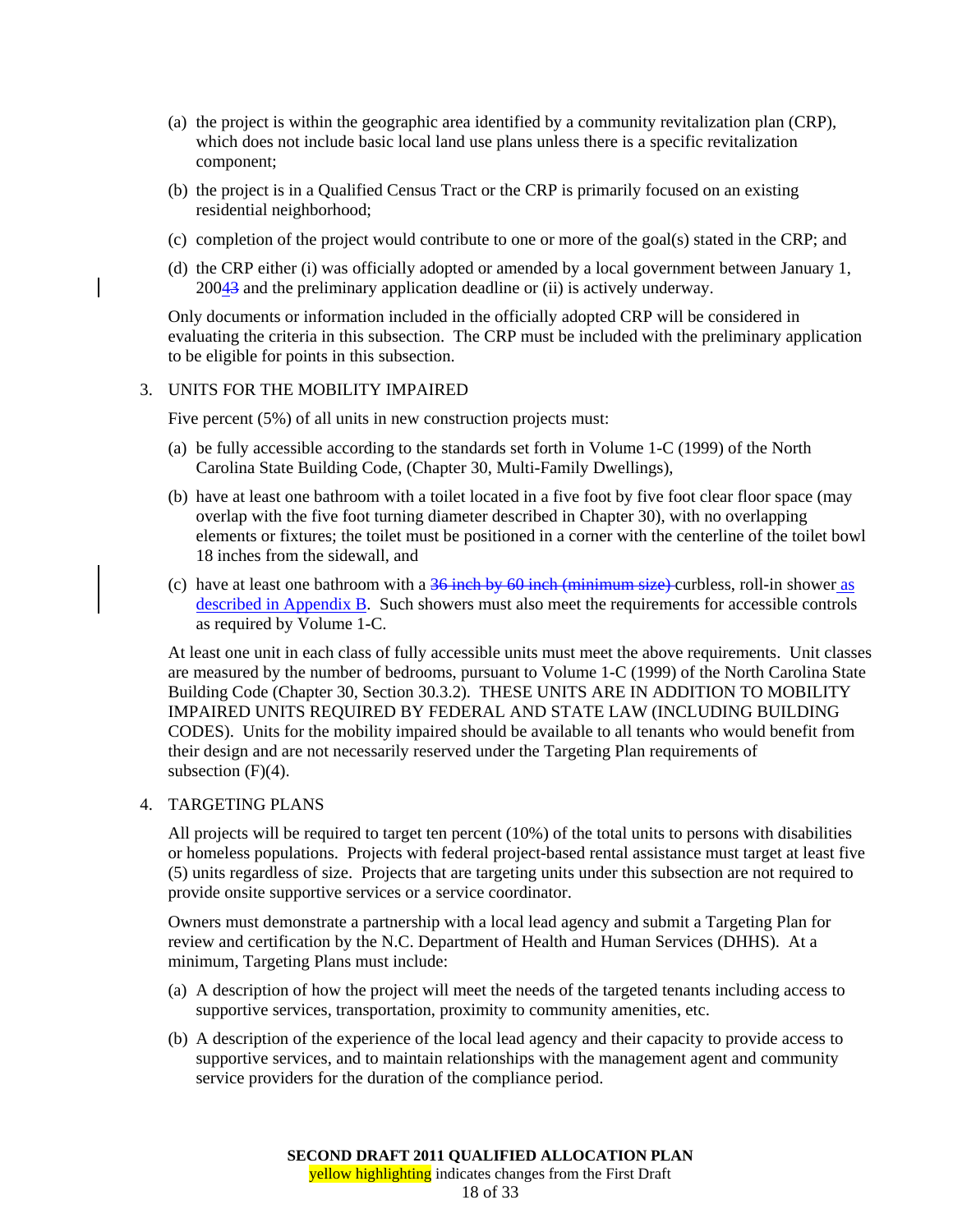(a) the project is within the geographic area identified by a community revitalization plan (CRP), which does not include basic local land use plans unless there is a specific revitalization component;

(b) the project is in a Qualified Census Tract or the CRP is primarily focused on an existing residential neighborhood;

(c) completion of the project would contribute to one or more of the goal(s) stated in the CRP; and

(d) the CRP either (i) was officially adopted or amended by a local government between January 1, 20043 and the preliminary application deadline or (ii) is actively underway.

Only documents or information included in the officially adopted CRP will be considered in evaluating the criteria in this subsection. The CRP must be included with the preliminary application to be eligible for points in this subsection.

3. UNITS FOR THE MOBILITY IMPAIRED

Five percent (5%) of all units in new construction projects must:

(a) be fully accessible according to the standards set forth in Volume 1-C (1999) of the North Carolina State Building Code, (Chapter 30, Multi-Family Dwellings),

(b) have at least one bathroom with a toilet located in a five foot by five foot clear floor space (may overlap with the five foot turning diameter described in Chapter 30), with no overlapping elements or fixtures; the toilet must be positioned in a corner with the centerline of the toilet bowl 18 inches from the sidewall, and

(c) have at least one bathroom with a ~~36 inch by 60 inch (minimum size)~~ curbless, roll-in shower as described in Appendix B. Such showers must also meet the requirements for accessible controls as required by Volume 1-C.

At least one unit in each class of fully accessible units must meet the above requirements. Unit classes are measured by the number of bedrooms, pursuant to Volume 1-C (1999) of the North Carolina State Building Code (Chapter 30, Section 30.3.2). THESE UNITS ARE IN ADDITION TO MOBILITY IMPAIRED UNITS REQUIRED BY FEDERAL AND STATE LAW (INCLUDING BUILDING CODES). Units for the mobility impaired should be available to all tenants who would benefit from their design and are not necessarily reserved under the Targeting Plan requirements of subsection (F)(4).

4. TARGETING PLANS

All projects will be required to target ten percent (10%) of the total units to persons with disabilities or homeless populations. Projects with federal project-based rental assistance must target at least five (5) units regardless of size. Projects that are targeting units under this subsection are not required to provide onsite supportive services or a service coordinator.

Owners must demonstrate a partnership with a local lead agency and submit a Targeting Plan for review and certification by the N.C. Department of Health and Human Services (DHHS). At a minimum, Targeting Plans must include:

(a) A description of how the project will meet the needs of the targeted tenants including access to supportive services, transportation, proximity to community amenities, etc.

(b) A description of the experience of the local lead agency and their capacity to provide access to supportive services, and to maintain relationships with the management agent and community service providers for the duration of the compliance period.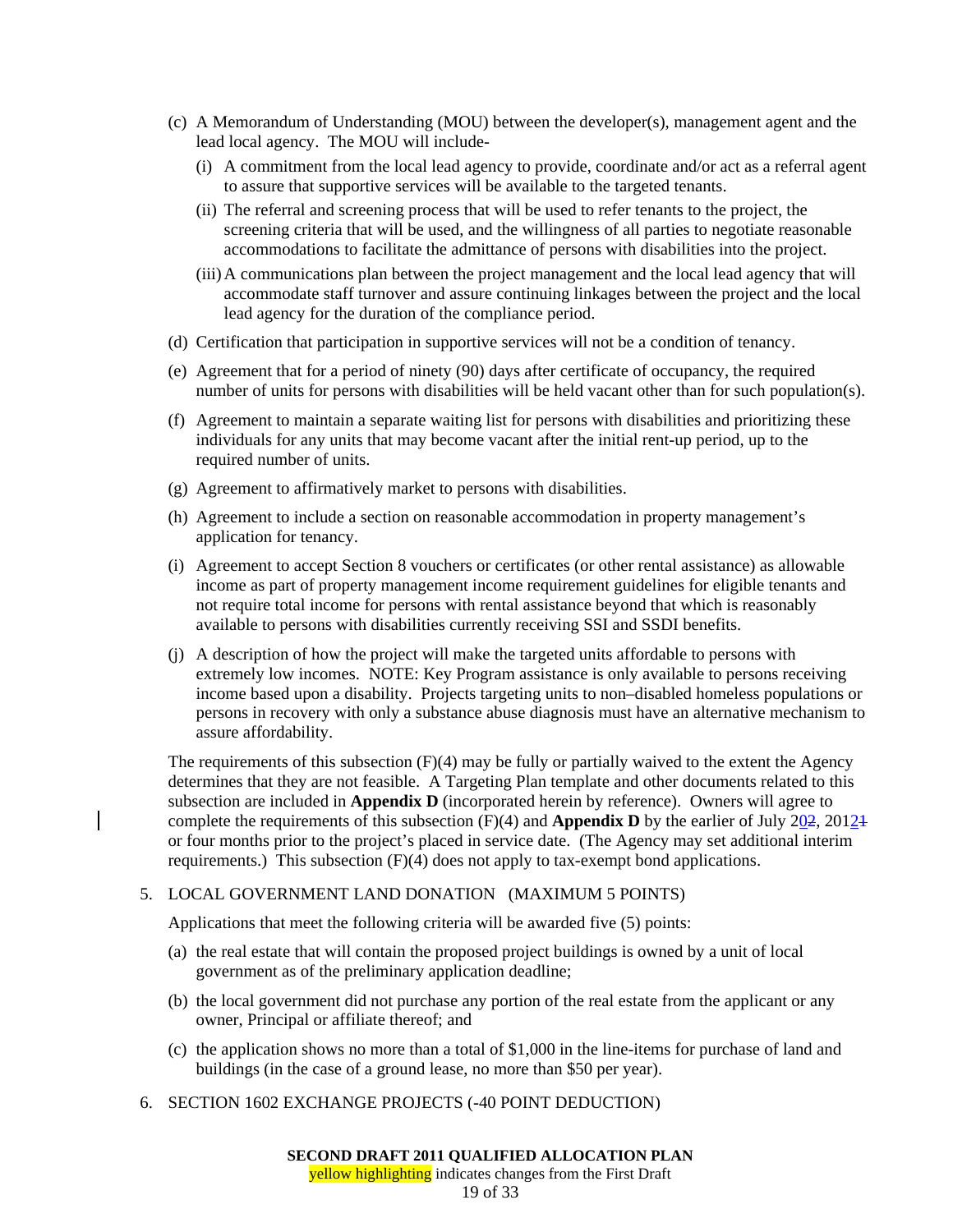(c) A Memorandum of Understanding (MOU) between the developer(s), management agent and the lead local agency. The MOU will include-

   (i) A commitment from the local lead agency to provide, coordinate and/or act as a referral agent to assure that supportive services will be available to the targeted tenants.

   (ii) The referral and screening process that will be used to refer tenants to the project, the screening criteria that will be used, and the willingness of all parties to negotiate reasonable accommodations to facilitate the admittance of persons with disabilities into the project.

   (iii) A communications plan between the project management and the local lead agency that will accommodate staff turnover and assure continuing linkages between the project and the local lead agency for the duration of the compliance period.

(d) Certification that participation in supportive services will not be a condition of tenancy.

(e) Agreement that for a period of ninety (90) days after certificate of occupancy, the required number of units for persons with disabilities will be held vacant other than for such population(s).

(f) Agreement to maintain a separate waiting list for persons with disabilities and prioritizing these individuals for any units that may become vacant after the initial rent-up period, up to the required number of units.

(g) Agreement to affirmatively market to persons with disabilities.

(h) Agreement to include a section on reasonable accommodation in property management's application for tenancy.

(i) Agreement to accept Section 8 vouchers or certificates (or other rental assistance) as allowable income as part of property management income requirement guidelines for eligible tenants and not require total income for persons with rental assistance beyond that which is reasonably available to persons with disabilities currently receiving SSI and SSDI benefits.

(j) A description of how the project will make the targeted units affordable to persons with extremely low incomes. NOTE: Key Program assistance is only available to persons receiving income based upon a disability. Projects targeting units to non–disabled homeless populations or persons in recovery with only a substance abuse diagnosis must have an alternative mechanism to assure affordability.

The requirements of this subsection (F)(4) may be fully or partially waived to the extent the Agency determines that they are not feasible. A Targeting Plan template and other documents related to this subsection are included in **Appendix D** (incorporated herein by reference). Owners will agree to complete the requirements of this subsection (F)(4) and **Appendix D** by the earlier of July 202, 20121 or four months prior to the project's placed in service date. (The Agency may set additional interim requirements.) This subsection (F)(4) does not apply to tax-exempt bond applications.

5. LOCAL GOVERNMENT LAND DONATION (MAXIMUM 5 POINTS)

   Applications that meet the following criteria will be awarded five (5) points:

   (a) the real estate that will contain the proposed project buildings is owned by a unit of local government as of the preliminary application deadline;

   (b) the local government did not purchase any portion of the real estate from the applicant or any owner, Principal or affiliate thereof; and

   (c) the application shows no more than a total of $1,000 in the line-items for purchase of land and buildings (in the case of a ground lease, no more than $50 per year).

6. SECTION 1602 EXCHANGE PROJECTS (-40 POINT DEDUCTION)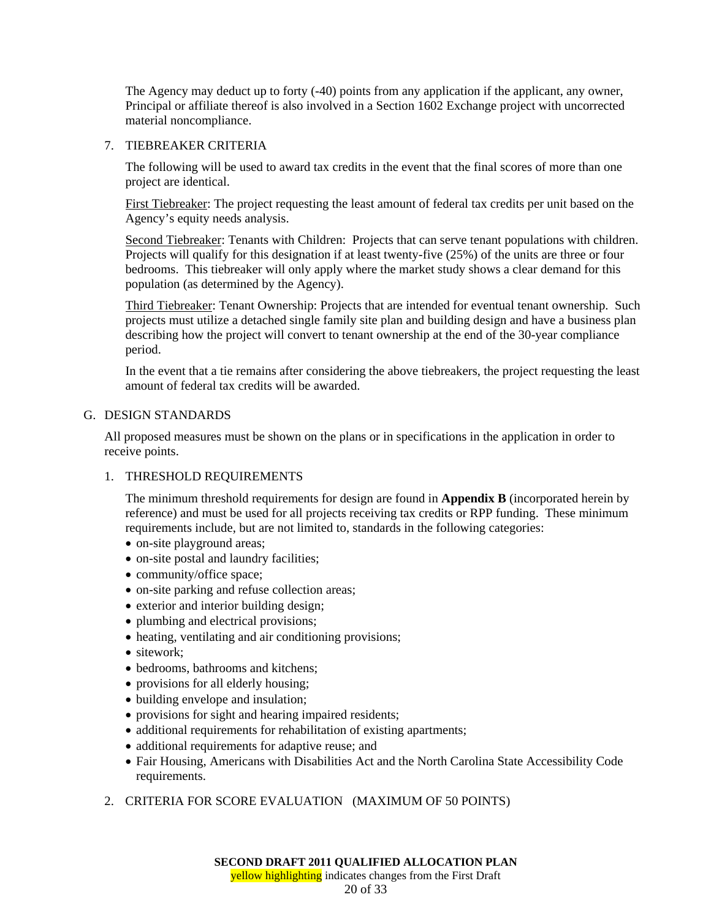The Agency may deduct up to forty (-40) points from any application if the applicant, any owner, Principal or affiliate thereof is also involved in a Section 1602 Exchange project with uncorrected material noncompliance.

7. TIEBREAKER CRITERIA

The following will be used to award tax credits in the event that the final scores of more than one project are identical.

First Tiebreaker: The project requesting the least amount of federal tax credits per unit based on the Agency's equity needs analysis.

Second Tiebreaker: Tenants with Children: Projects that can serve tenant populations with children. Projects will qualify for this designation if at least twenty-five (25%) of the units are three or four bedrooms. This tiebreaker will only apply where the market study shows a clear demand for this population (as determined by the Agency).

Third Tiebreaker: Tenant Ownership: Projects that are intended for eventual tenant ownership. Such projects must utilize a detached single family site plan and building design and have a business plan describing how the project will convert to tenant ownership at the end of the 30-year compliance period.

In the event that a tie remains after considering the above tiebreakers, the project requesting the least amount of federal tax credits will be awarded.

G. DESIGN STANDARDS

All proposed measures must be shown on the plans or in specifications in the application in order to receive points.

1. THRESHOLD REQUIREMENTS

The minimum threshold requirements for design are found in **Appendix B** (incorporated herein by reference) and must be used for all projects receiving tax credits or RPP funding. These minimum requirements include, but are not limited to, standards in the following categories:

- on-site playground areas;
- on-site postal and laundry facilities;
- community/office space;
- on-site parking and refuse collection areas;
- exterior and interior building design;
- plumbing and electrical provisions;
- heating, ventilating and air conditioning provisions;
- sitework;
- bedrooms, bathrooms and kitchens;
- provisions for all elderly housing;
- building envelope and insulation;
- provisions for sight and hearing impaired residents;
- additional requirements for rehabilitation of existing apartments;
- additional requirements for adaptive reuse; and
- Fair Housing, Americans with Disabilities Act and the North Carolina State Accessibility Code requirements.

2. CRITERIA FOR SCORE EVALUATION (MAXIMUM OF 50 POINTS)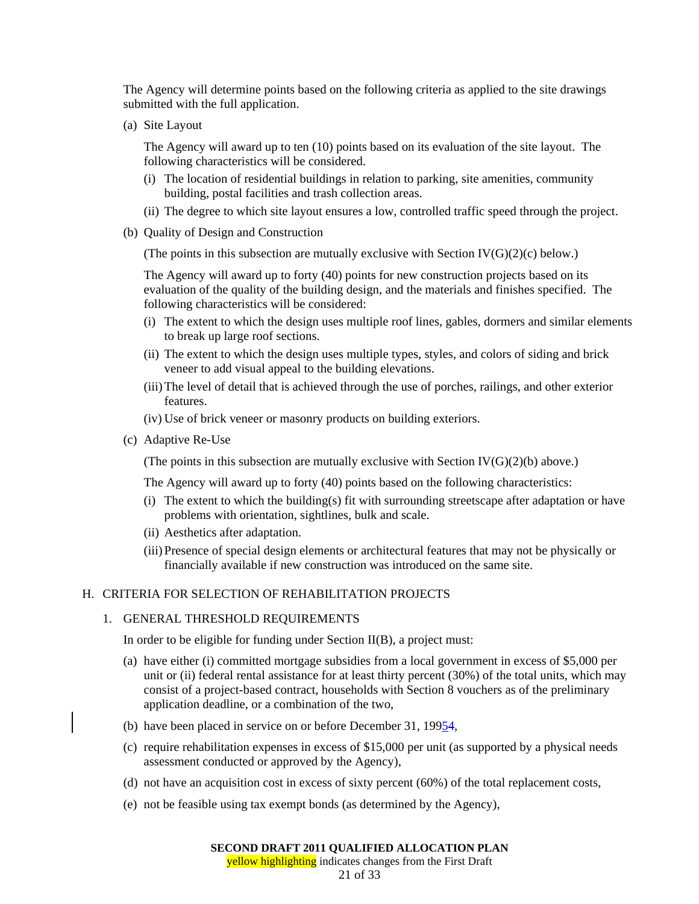The Agency will determine points based on the following criteria as applied to the site drawings submitted with the full application.

(a) Site Layout

The Agency will award up to ten (10) points based on its evaluation of the site layout. The following characteristics will be considered.

(i) The location of residential buildings in relation to parking, site amenities, community building, postal facilities and trash collection areas.

(ii) The degree to which site layout ensures a low, controlled traffic speed through the project.

(b) Quality of Design and Construction

(The points in this subsection are mutually exclusive with Section IV(G)(2)(c) below.)

The Agency will award up to forty (40) points for new construction projects based on its evaluation of the quality of the building design, and the materials and finishes specified. The following characteristics will be considered:

(i) The extent to which the design uses multiple roof lines, gables, dormers and similar elements to break up large roof sections.

(ii) The extent to which the design uses multiple types, styles, and colors of siding and brick veneer to add visual appeal to the building elevations.

(iii) The level of detail that is achieved through the use of porches, railings, and other exterior features.

(iv) Use of brick veneer or masonry products on building exteriors.

(c) Adaptive Re-Use

(The points in this subsection are mutually exclusive with Section IV(G)(2)(b) above.)

The Agency will award up to forty (40) points based on the following characteristics:

(i) The extent to which the building(s) fit with surrounding streetscape after adaptation or have problems with orientation, sightlines, bulk and scale.

(ii) Aesthetics after adaptation.

(iii) Presence of special design elements or architectural features that may not be physically or financially available if new construction was introduced on the same site.

## H. CRITERIA FOR SELECTION OF REHABILITATION PROJECTS

### 1. GENERAL THRESHOLD REQUIREMENTS

In order to be eligible for funding under Section II(B), a project must:

(a) have either (i) committed mortgage subsidies from a local government in excess of $5,000 per unit or (ii) federal rental assistance for at least thirty percent (30%) of the total units, which may consist of a project-based contract, households with Section 8 vouchers as of the preliminary application deadline, or a combination of the two,

(b) have been placed in service on or before December 31, 19954,

(c) require rehabilitation expenses in excess of $15,000 per unit (as supported by a physical needs assessment conducted or approved by the Agency),

(d) not have an acquisition cost in excess of sixty percent (60%) of the total replacement costs,

(e) not be feasible using tax exempt bonds (as determined by the Agency),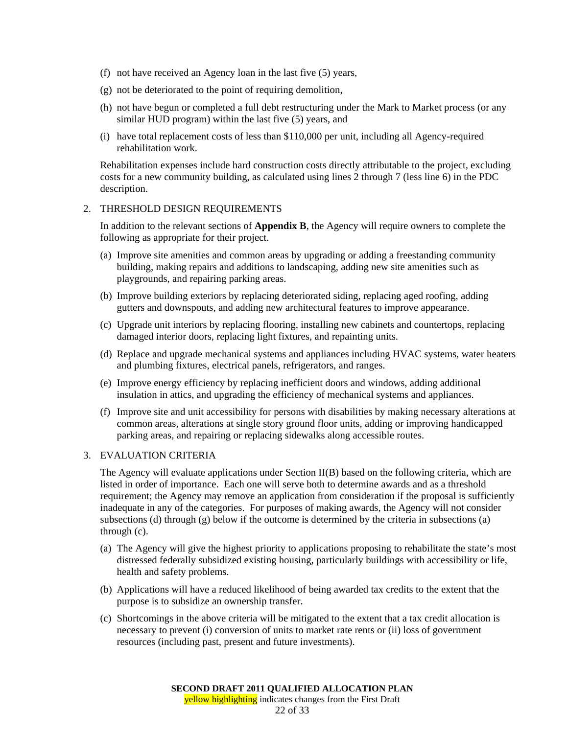(f) not have received an Agency loan in the last five (5) years,

(g) not be deteriorated to the point of requiring demolition,

(h) not have begun or completed a full debt restructuring under the Mark to Market process (or any similar HUD program) within the last five (5) years, and

(i) have total replacement costs of less than $110,000 per unit, including all Agency-required rehabilitation work.

Rehabilitation expenses include hard construction costs directly attributable to the project, excluding costs for a new community building, as calculated using lines 2 through 7 (less line 6) in the PDC description.

2. THRESHOLD DESIGN REQUIREMENTS

In addition to the relevant sections of **Appendix B**, the Agency will require owners to complete the following as appropriate for their project.

(a) Improve site amenities and common areas by upgrading or adding a freestanding community building, making repairs and additions to landscaping, adding new site amenities such as playgrounds, and repairing parking areas.

(b) Improve building exteriors by replacing deteriorated siding, replacing aged roofing, adding gutters and downspouts, and adding new architectural features to improve appearance.

(c) Upgrade unit interiors by replacing flooring, installing new cabinets and countertops, replacing damaged interior doors, replacing light fixtures, and repainting units.

(d) Replace and upgrade mechanical systems and appliances including HVAC systems, water heaters and plumbing fixtures, electrical panels, refrigerators, and ranges.

(e) Improve energy efficiency by replacing inefficient doors and windows, adding additional insulation in attics, and upgrading the efficiency of mechanical systems and appliances.

(f) Improve site and unit accessibility for persons with disabilities by making necessary alterations at common areas, alterations at single story ground floor units, adding or improving handicapped parking areas, and repairing or replacing sidewalks along accessible routes.

3. EVALUATION CRITERIA

The Agency will evaluate applications under Section II(B) based on the following criteria, which are listed in order of importance. Each one will serve both to determine awards and as a threshold requirement; the Agency may remove an application from consideration if the proposal is sufficiently inadequate in any of the categories. For purposes of making awards, the Agency will not consider subsections (d) through (g) below if the outcome is determined by the criteria in subsections (a) through (c).

(a) The Agency will give the highest priority to applications proposing to rehabilitate the state's most distressed federally subsidized existing housing, particularly buildings with accessibility or life, health and safety problems.

(b) Applications will have a reduced likelihood of being awarded tax credits to the extent that the purpose is to subsidize an ownership transfer.

(c) Shortcomings in the above criteria will be mitigated to the extent that a tax credit allocation is necessary to prevent (i) conversion of units to market rate rents or (ii) loss of government resources (including past, present and future investments).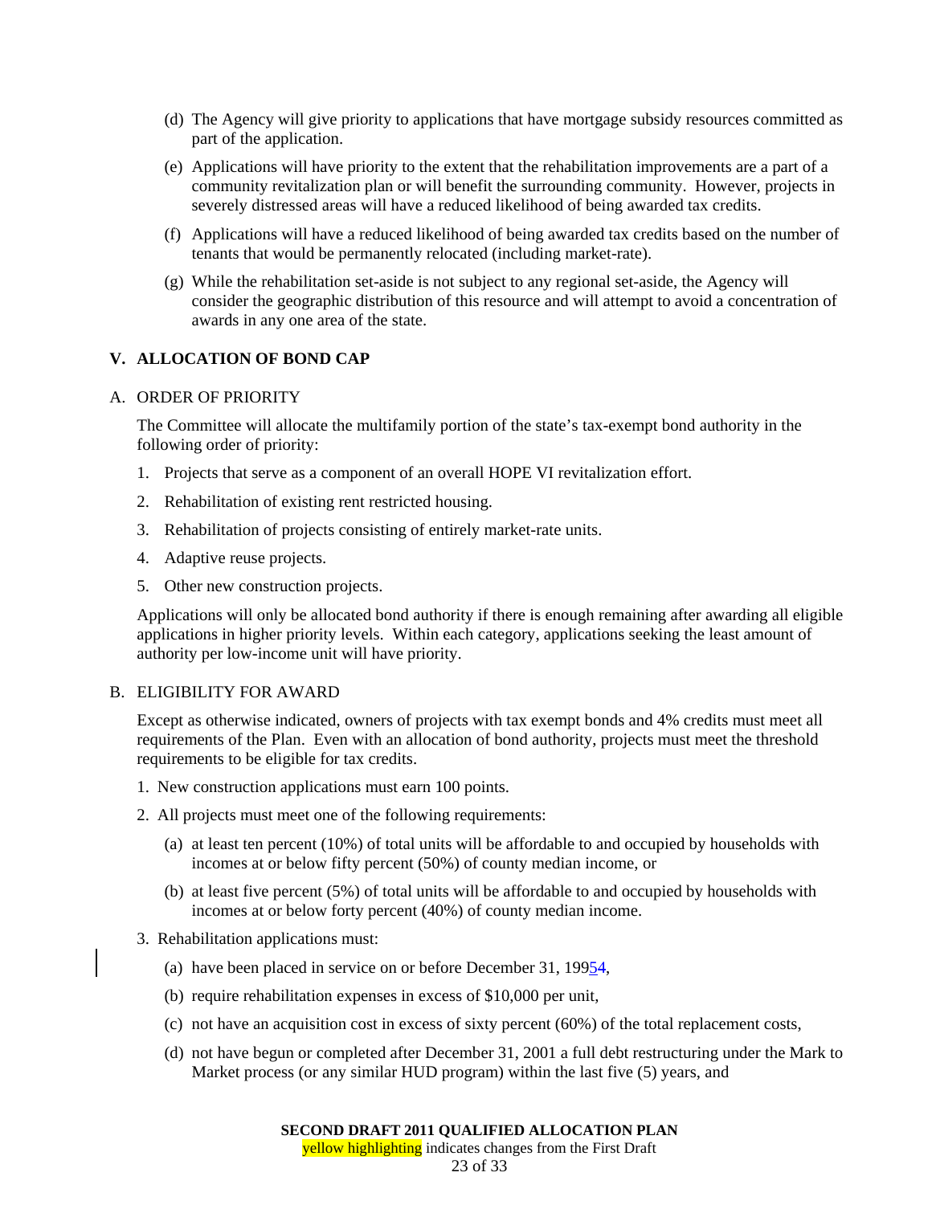(d) The Agency will give priority to applications that have mortgage subsidy resources committed as part of the application.

(e) Applications will have priority to the extent that the rehabilitation improvements are a part of a community revitalization plan or will benefit the surrounding community. However, projects in severely distressed areas will have a reduced likelihood of being awarded tax credits.

(f) Applications will have a reduced likelihood of being awarded tax credits based on the number of tenants that would be permanently relocated (including market-rate).

(g) While the rehabilitation set-aside is not subject to any regional set-aside, the Agency will consider the geographic distribution of this resource and will attempt to avoid a concentration of awards in any one area of the state.

## V. ALLOCATION OF BOND CAP

### A. ORDER OF PRIORITY

The Committee will allocate the multifamily portion of the state's tax-exempt bond authority in the following order of priority:

1. Projects that serve as a component of an overall HOPE VI revitalization effort.
2. Rehabilitation of existing rent restricted housing.
3. Rehabilitation of projects consisting of entirely market-rate units.
4. Adaptive reuse projects.
5. Other new construction projects.

Applications will only be allocated bond authority if there is enough remaining after awarding all eligible applications in higher priority levels. Within each category, applications seeking the least amount of authority per low-income unit will have priority.

### B. ELIGIBILITY FOR AWARD

Except as otherwise indicated, owners of projects with tax exempt bonds and 4% credits must meet all requirements of the Plan. Even with an allocation of bond authority, projects must meet the threshold requirements to be eligible for tax credits.

1. New construction applications must earn 100 points.
2. All projects must meet one of the following requirements:
   (a) at least ten percent (10%) of total units will be affordable to and occupied by households with incomes at or below fifty percent (50%) of county median income, or
   (b) at least five percent (5%) of total units will be affordable to and occupied by households with incomes at or below forty percent (40%) of county median income.
3. Rehabilitation applications must:
   (a) have been placed in service on or before December 31, 19954,
   (b) require rehabilitation expenses in excess of $10,000 per unit,
   (c) not have an acquisition cost in excess of sixty percent (60%) of the total replacement costs,
   (d) not have begun or completed after December 31, 2001 a full debt restructuring under the Mark to Market process (or any similar HUD program) within the last five (5) years, and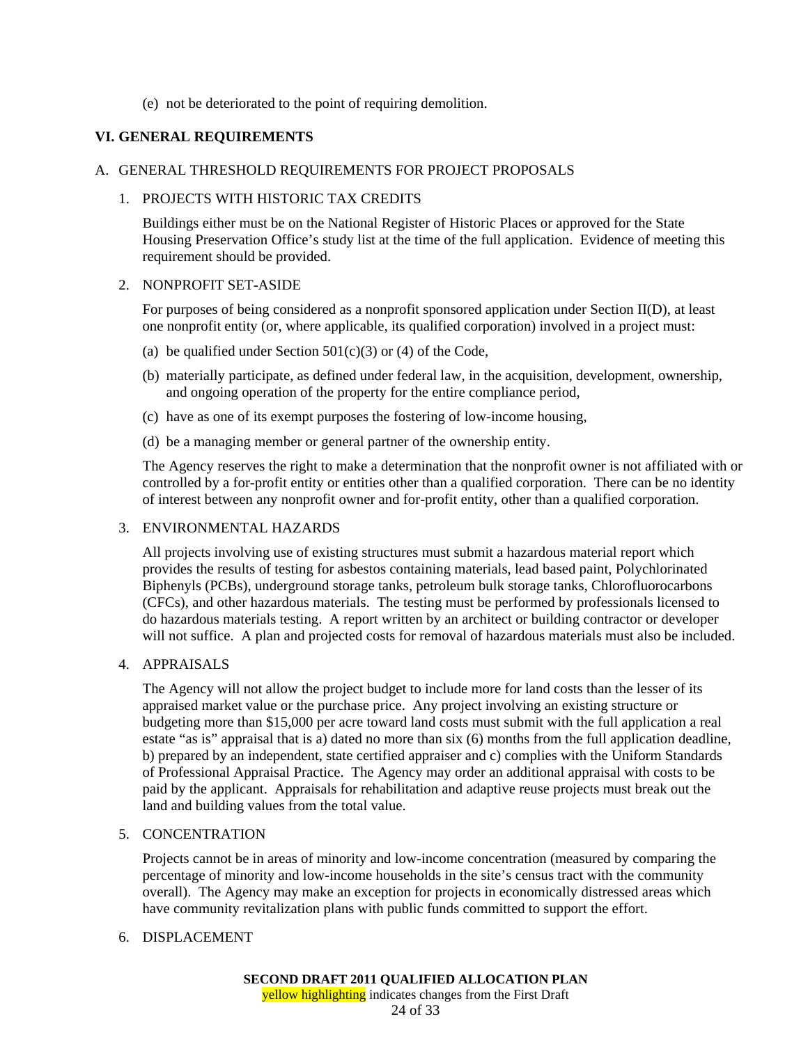(e) not be deteriorated to the point of requiring demolition.

## VI. GENERAL REQUIREMENTS

### A. GENERAL THRESHOLD REQUIREMENTS FOR PROJECT PROPOSALS

#### 1. PROJECTS WITH HISTORIC TAX CREDITS

Buildings either must be on the National Register of Historic Places or approved for the State Housing Preservation Office's study list at the time of the full application. Evidence of meeting this requirement should be provided.

#### 2. NONPROFIT SET-ASIDE

For purposes of being considered as a nonprofit sponsored application under Section II(D), at least one nonprofit entity (or, where applicable, its qualified corporation) involved in a project must:

(a) be qualified under Section 501(c)(3) or (4) of the Code,

(b) materially participate, as defined under federal law, in the acquisition, development, ownership, and ongoing operation of the property for the entire compliance period,

(c) have as one of its exempt purposes the fostering of low-income housing,

(d) be a managing member or general partner of the ownership entity.

The Agency reserves the right to make a determination that the nonprofit owner is not affiliated with or controlled by a for-profit entity or entities other than a qualified corporation. There can be no identity of interest between any nonprofit owner and for-profit entity, other than a qualified corporation.

#### 3. ENVIRONMENTAL HAZARDS

All projects involving use of existing structures must submit a hazardous material report which provides the results of testing for asbestos containing materials, lead based paint, Polychlorinated Biphenyls (PCBs), underground storage tanks, petroleum bulk storage tanks, Chlorofluorocarbons (CFCs), and other hazardous materials. The testing must be performed by professionals licensed to do hazardous materials testing. A report written by an architect or building contractor or developer will not suffice. A plan and projected costs for removal of hazardous materials must also be included.

#### 4. APPRAISALS

The Agency will not allow the project budget to include more for land costs than the lesser of its appraised market value or the purchase price. Any project involving an existing structure or budgeting more than $15,000 per acre toward land costs must submit with the full application a real estate "as is" appraisal that is a) dated no more than six (6) months from the full application deadline, b) prepared by an independent, state certified appraiser and c) complies with the Uniform Standards of Professional Appraisal Practice. The Agency may order an additional appraisal with costs to be paid by the applicant. Appraisals for rehabilitation and adaptive reuse projects must break out the land and building values from the total value.

#### 5. CONCENTRATION

Projects cannot be in areas of minority and low-income concentration (measured by comparing the percentage of minority and low-income households in the site's census tract with the community overall). The Agency may make an exception for projects in economically distressed areas which have community revitalization plans with public funds committed to support the effort.

#### 6. DISPLACEMENT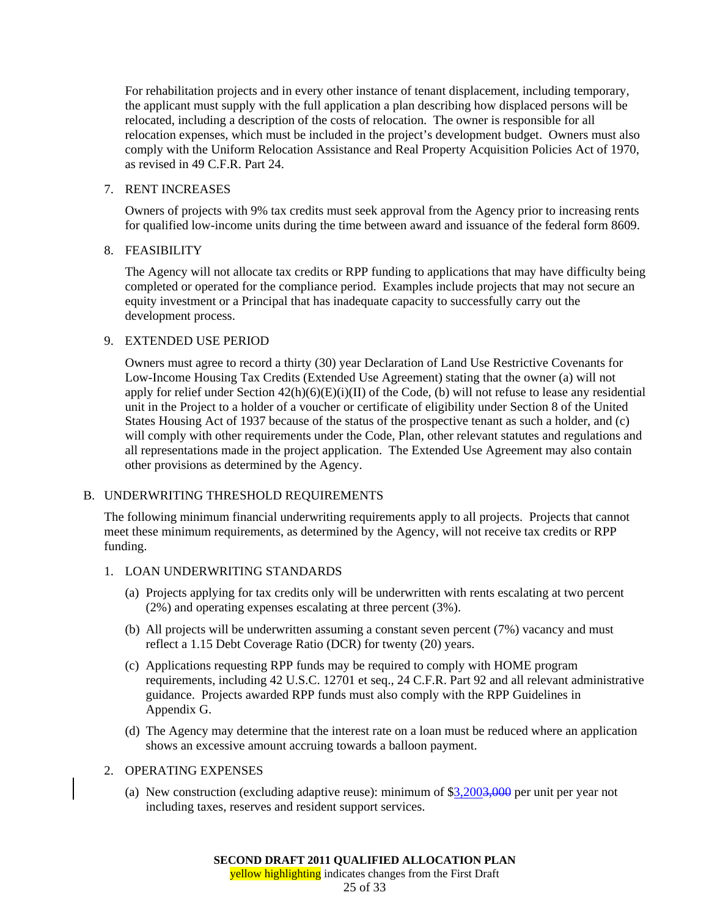For rehabilitation projects and in every other instance of tenant displacement, including temporary, the applicant must supply with the full application a plan describing how displaced persons will be relocated, including a description of the costs of relocation. The owner is responsible for all relocation expenses, which must be included in the project's development budget. Owners must also comply with the Uniform Relocation Assistance and Real Property Acquisition Policies Act of 1970, as revised in 49 C.F.R. Part 24.

7. RENT INCREASES

Owners of projects with 9% tax credits must seek approval from the Agency prior to increasing rents for qualified low-income units during the time between award and issuance of the federal form 8609.

8. FEASIBILITY

The Agency will not allocate tax credits or RPP funding to applications that may have difficulty being completed or operated for the compliance period. Examples include projects that may not secure an equity investment or a Principal that has inadequate capacity to successfully carry out the development process.

9. EXTENDED USE PERIOD

Owners must agree to record a thirty (30) year Declaration of Land Use Restrictive Covenants for Low-Income Housing Tax Credits (Extended Use Agreement) stating that the owner (a) will not apply for relief under Section 42(h)(6)(E)(i)(II) of the Code, (b) will not refuse to lease any residential unit in the Project to a holder of a voucher or certificate of eligibility under Section 8 of the United States Housing Act of 1937 because of the status of the prospective tenant as such a holder, and (c) will comply with other requirements under the Code, Plan, other relevant statutes and regulations and all representations made in the project application. The Extended Use Agreement may also contain other provisions as determined by the Agency.

B. UNDERWRITING THRESHOLD REQUIREMENTS

The following minimum financial underwriting requirements apply to all projects. Projects that cannot meet these minimum requirements, as determined by the Agency, will not receive tax credits or RPP funding.

1. LOAN UNDERWRITING STANDARDS

(a) Projects applying for tax credits only will be underwritten with rents escalating at two percent (2%) and operating expenses escalating at three percent (3%).

(b) All projects will be underwritten assuming a constant seven percent (7%) vacancy and must reflect a 1.15 Debt Coverage Ratio (DCR) for twenty (20) years.

(c) Applications requesting RPP funds may be required to comply with HOME program requirements, including 42 U.S.C. 12701 et seq., 24 C.F.R. Part 92 and all relevant administrative guidance. Projects awarded RPP funds must also comply with the RPP Guidelines in Appendix G.

(d) The Agency may determine that the interest rate on a loan must be reduced where an application shows an excessive amount accruing towards a balloon payment.

2. OPERATING EXPENSES

(a) New construction (excluding adaptive reuse): minimum of $3,200~~3,000~~ per unit per year not including taxes, reserves and resident support services.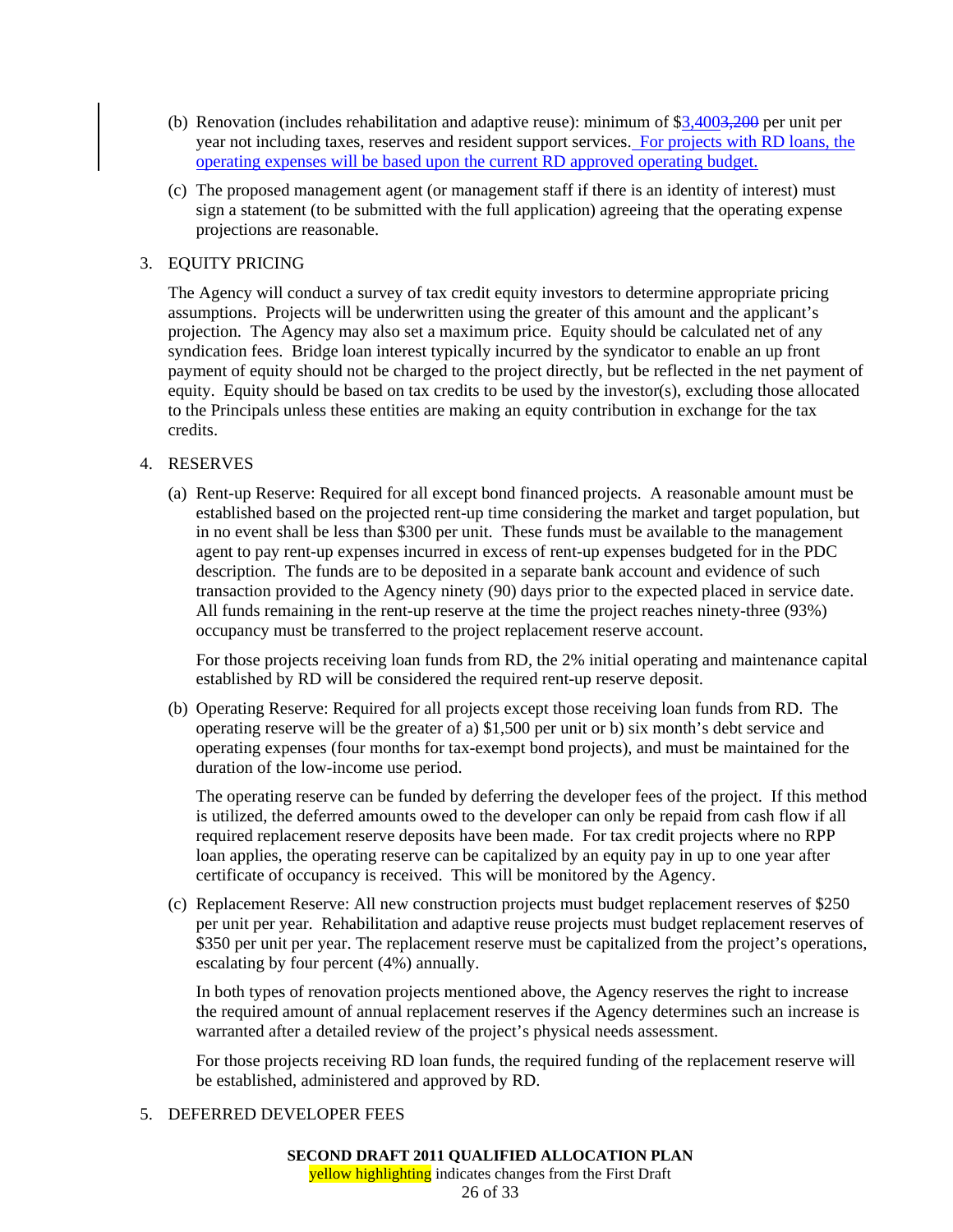(b) Renovation (includes rehabilitation and adaptive reuse): minimum of $3,400~~3,200~~ per unit per year not including taxes, reserves and resident support services. For projects with RD loans, the operating expenses will be based upon the current RD approved operating budget.

(c) The proposed management agent (or management staff if there is an identity of interest) must sign a statement (to be submitted with the full application) agreeing that the operating expense projections are reasonable.

3. EQUITY PRICING

The Agency will conduct a survey of tax credit equity investors to determine appropriate pricing assumptions. Projects will be underwritten using the greater of this amount and the applicant's projection. The Agency may also set a maximum price. Equity should be calculated net of any syndication fees. Bridge loan interest typically incurred by the syndicator to enable an up front payment of equity should not be charged to the project directly, but be reflected in the net payment of equity. Equity should be based on tax credits to be used by the investor(s), excluding those allocated to the Principals unless these entities are making an equity contribution in exchange for the tax credits.

4. RESERVES

(a) Rent-up Reserve: Required for all except bond financed projects. A reasonable amount must be established based on the projected rent-up time considering the market and target population, but in no event shall be less than $300 per unit. These funds must be available to the management agent to pay rent-up expenses incurred in excess of rent-up expenses budgeted for in the PDC description. The funds are to be deposited in a separate bank account and evidence of such transaction provided to the Agency ninety (90) days prior to the expected placed in service date. All funds remaining in the rent-up reserve at the time the project reaches ninety-three (93%) occupancy must be transferred to the project replacement reserve account.

For those projects receiving loan funds from RD, the 2% initial operating and maintenance capital established by RD will be considered the required rent-up reserve deposit.

(b) Operating Reserve: Required for all projects except those receiving loan funds from RD. The operating reserve will be the greater of a) $1,500 per unit or b) six month's debt service and operating expenses (four months for tax-exempt bond projects), and must be maintained for the duration of the low-income use period.

The operating reserve can be funded by deferring the developer fees of the project. If this method is utilized, the deferred amounts owed to the developer can only be repaid from cash flow if all required replacement reserve deposits have been made. For tax credit projects where no RPP loan applies, the operating reserve can be capitalized by an equity pay in up to one year after certificate of occupancy is received. This will be monitored by the Agency.

(c) Replacement Reserve: All new construction projects must budget replacement reserves of $250 per unit per year. Rehabilitation and adaptive reuse projects must budget replacement reserves of $350 per unit per year. The replacement reserve must be capitalized from the project's operations, escalating by four percent (4%) annually.

In both types of renovation projects mentioned above, the Agency reserves the right to increase the required amount of annual replacement reserves if the Agency determines such an increase is warranted after a detailed review of the project's physical needs assessment.

For those projects receiving RD loan funds, the required funding of the replacement reserve will be established, administered and approved by RD.

5. DEFERRED DEVELOPER FEES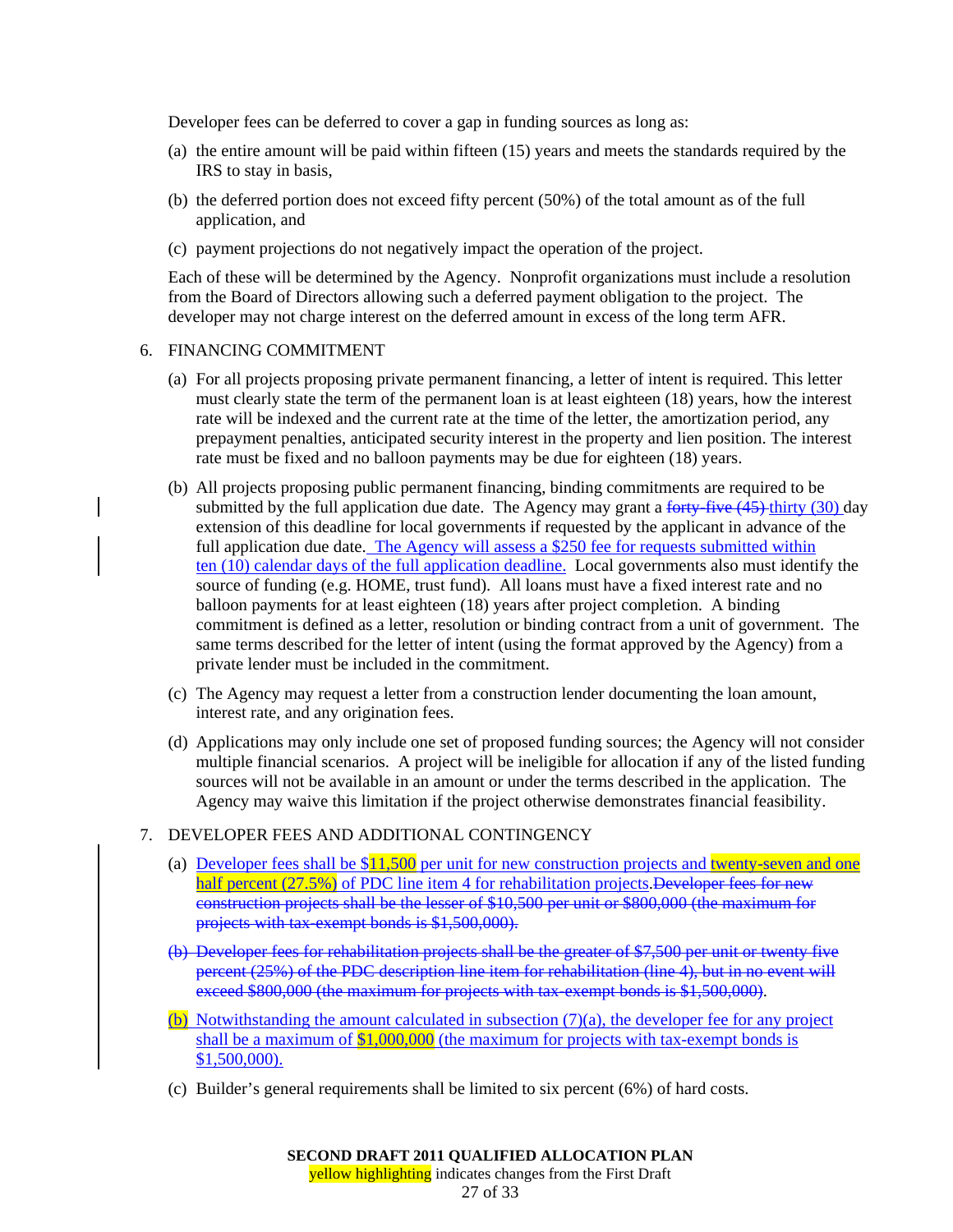Developer fees can be deferred to cover a gap in funding sources as long as:

(a) the entire amount will be paid within fifteen (15) years and meets the standards required by the IRS to stay in basis,

(b) the deferred portion does not exceed fifty percent (50%) of the total amount as of the full application, and

(c) payment projections do not negatively impact the operation of the project.

Each of these will be determined by the Agency. Nonprofit organizations must include a resolution from the Board of Directors allowing such a deferred payment obligation to the project. The developer may not charge interest on the deferred amount in excess of the long term AFR.

6. FINANCING COMMITMENT

   (a) For all projects proposing private permanent financing, a letter of intent is required. This letter must clearly state the term of the permanent loan is at least eighteen (18) years, how the interest rate will be indexed and the current rate at the time of the letter, the amortization period, any prepayment penalties, anticipated security interest in the property and lien position. The interest rate must be fixed and no balloon payments may be due for eighteen (18) years.

   (b) All projects proposing public permanent financing, binding commitments are required to be submitted by the full application due date. The Agency may grant a ~~forty-five (45)~~ thirty (30) day extension of this deadline for local governments if requested by the applicant in advance of the full application due date. The Agency will assess a $250 fee for requests submitted within ten (10) calendar days of the full application deadline. Local governments also must identify the source of funding (e.g. HOME, trust fund). All loans must have a fixed interest rate and no balloon payments for at least eighteen (18) years after project completion. A binding commitment is defined as a letter, resolution or binding contract from a unit of government. The same terms described for the letter of intent (using the format approved by the Agency) from a private lender must be included in the commitment.

   (c) The Agency may request a letter from a construction lender documenting the loan amount, interest rate, and any origination fees.

   (d) Applications may only include one set of proposed funding sources; the Agency will not consider multiple financial scenarios. A project will be ineligible for allocation if any of the listed funding sources will not be available in an amount or under the terms described in the application. The Agency may waive this limitation if the project otherwise demonstrates financial feasibility.

7. DEVELOPER FEES AND ADDITIONAL CONTINGENCY

   (a) Developer fees shall be $11,500 per unit for new construction projects and twenty-seven and one half percent (27.5%) of PDC line item 4 for rehabilitation projects.~~Developer fees for new construction projects shall be the lesser of $10,500 per unit or $800,000 (the maximum for projects with tax-exempt bonds is $1,500,000).~~

   ~~(b) Developer fees for rehabilitation projects shall be the greater of $7,500 per unit or twenty five percent (25%) of the PDC description line item for rehabilitation (line 4), but in no event will exceed $800,000 (the maximum for projects with tax-exempt bonds is $1,500,000).~~

   (b) Notwithstanding the amount calculated in subsection (7)(a), the developer fee for any project shall be a maximum of $1,000,000 (the maximum for projects with tax-exempt bonds is $1,500,000).

   (c) Builder's general requirements shall be limited to six percent (6%) of hard costs.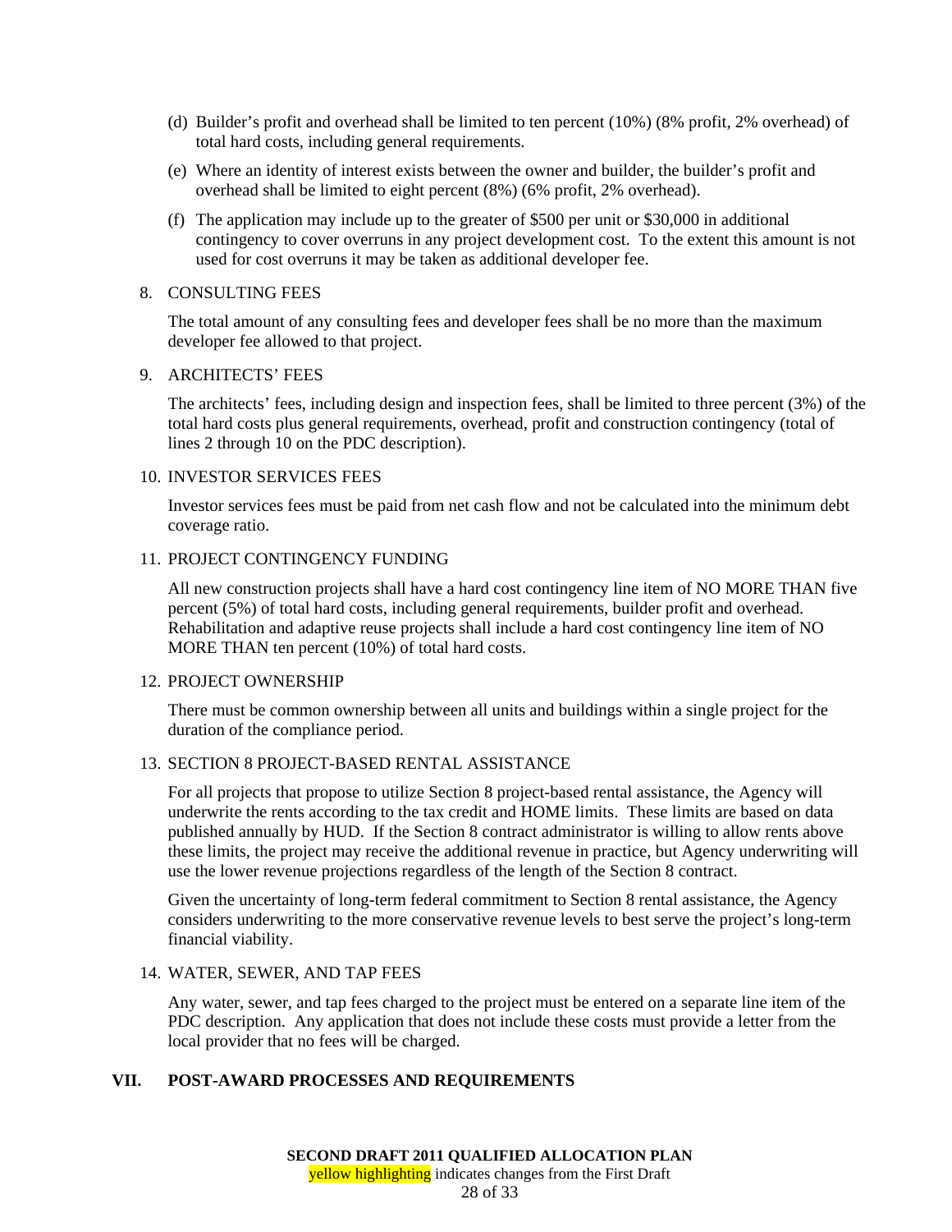(d) Builder's profit and overhead shall be limited to ten percent (10%) (8% profit, 2% overhead) of total hard costs, including general requirements.

(e) Where an identity of interest exists between the owner and builder, the builder's profit and overhead shall be limited to eight percent (8%) (6% profit, 2% overhead).

(f) The application may include up to the greater of $500 per unit or $30,000 in additional contingency to cover overruns in any project development cost. To the extent this amount is not used for cost overruns it may be taken as additional developer fee.

8. CONSULTING FEES

The total amount of any consulting fees and developer fees shall be no more than the maximum developer fee allowed to that project.

9. ARCHITECTS' FEES

The architects' fees, including design and inspection fees, shall be limited to three percent (3%) of the total hard costs plus general requirements, overhead, profit and construction contingency (total of lines 2 through 10 on the PDC description).

10. INVESTOR SERVICES FEES

Investor services fees must be paid from net cash flow and not be calculated into the minimum debt coverage ratio.

11. PROJECT CONTINGENCY FUNDING

All new construction projects shall have a hard cost contingency line item of NO MORE THAN five percent (5%) of total hard costs, including general requirements, builder profit and overhead. Rehabilitation and adaptive reuse projects shall include a hard cost contingency line item of NO MORE THAN ten percent (10%) of total hard costs.

12. PROJECT OWNERSHIP

There must be common ownership between all units and buildings within a single project for the duration of the compliance period.

13. SECTION 8 PROJECT-BASED RENTAL ASSISTANCE

For all projects that propose to utilize Section 8 project-based rental assistance, the Agency will underwrite the rents according to the tax credit and HOME limits. These limits are based on data published annually by HUD. If the Section 8 contract administrator is willing to allow rents above these limits, the project may receive the additional revenue in practice, but Agency underwriting will use the lower revenue projections regardless of the length of the Section 8 contract.

Given the uncertainty of long-term federal commitment to Section 8 rental assistance, the Agency considers underwriting to the more conservative revenue levels to best serve the project's long-term financial viability.

14. WATER, SEWER, AND TAP FEES

Any water, sewer, and tap fees charged to the project must be entered on a separate line item of the PDC description. Any application that does not include these costs must provide a letter from the local provider that no fees will be charged.

## VII. POST-AWARD PROCESSES AND REQUIREMENTS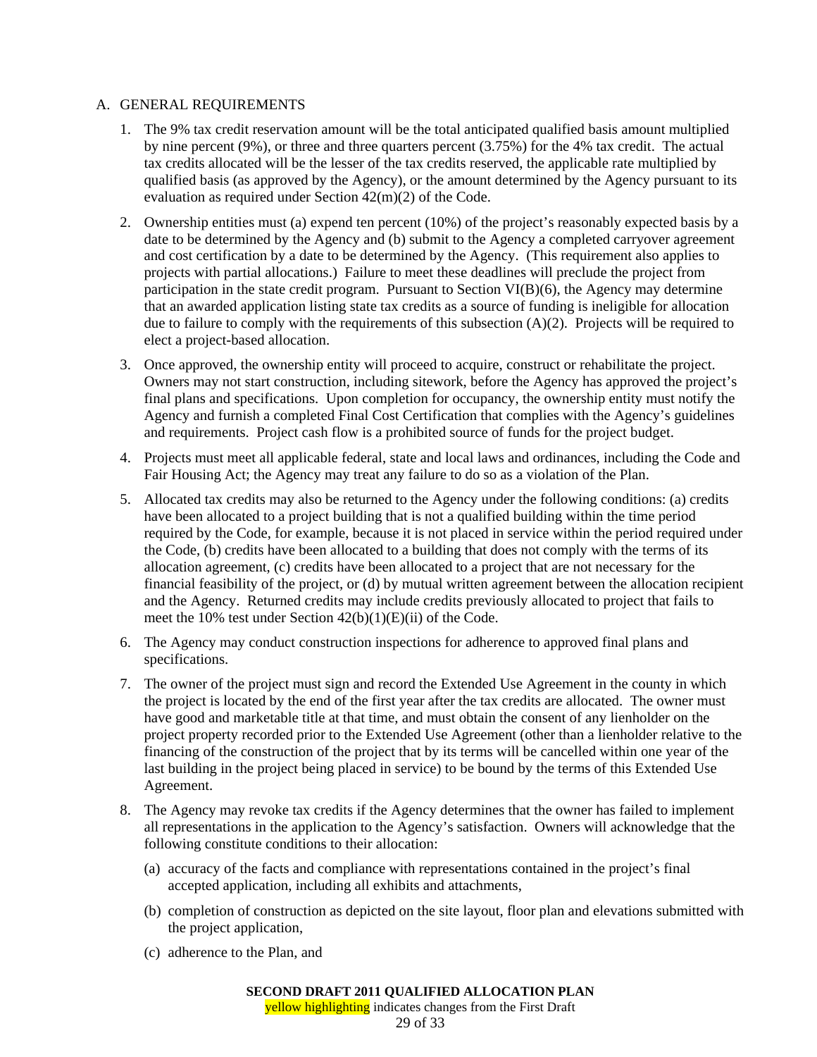## A. GENERAL REQUIREMENTS

1. The 9% tax credit reservation amount will be the total anticipated qualified basis amount multiplied by nine percent (9%), or three and three quarters percent (3.75%) for the 4% tax credit. The actual tax credits allocated will be the lesser of the tax credits reserved, the applicable rate multiplied by qualified basis (as approved by the Agency), or the amount determined by the Agency pursuant to its evaluation as required under Section 42(m)(2) of the Code.

2. Ownership entities must (a) expend ten percent (10%) of the project's reasonably expected basis by a date to be determined by the Agency and (b) submit to the Agency a completed carryover agreement and cost certification by a date to be determined by the Agency. (This requirement also applies to projects with partial allocations.) Failure to meet these deadlines will preclude the project from participation in the state credit program. Pursuant to Section VI(B)(6), the Agency may determine that an awarded application listing state tax credits as a source of funding is ineligible for allocation due to failure to comply with the requirements of this subsection (A)(2). Projects will be required to elect a project-based allocation.

3. Once approved, the ownership entity will proceed to acquire, construct or rehabilitate the project. Owners may not start construction, including sitework, before the Agency has approved the project's final plans and specifications. Upon completion for occupancy, the ownership entity must notify the Agency and furnish a completed Final Cost Certification that complies with the Agency's guidelines and requirements. Project cash flow is a prohibited source of funds for the project budget.

4. Projects must meet all applicable federal, state and local laws and ordinances, including the Code and Fair Housing Act; the Agency may treat any failure to do so as a violation of the Plan.

5. Allocated tax credits may also be returned to the Agency under the following conditions: (a) credits have been allocated to a project building that is not a qualified building within the time period required by the Code, for example, because it is not placed in service within the period required under the Code, (b) credits have been allocated to a building that does not comply with the terms of its allocation agreement, (c) credits have been allocated to a project that are not necessary for the financial feasibility of the project, or (d) by mutual written agreement between the allocation recipient and the Agency. Returned credits may include credits previously allocated to project that fails to meet the 10% test under Section 42(b)(1)(E)(ii) of the Code.

6. The Agency may conduct construction inspections for adherence to approved final plans and specifications.

7. The owner of the project must sign and record the Extended Use Agreement in the county in which the project is located by the end of the first year after the tax credits are allocated. The owner must have good and marketable title at that time, and must obtain the consent of any lienholder on the project property recorded prior to the Extended Use Agreement (other than a lienholder relative to the financing of the construction of the project that by its terms will be cancelled within one year of the last building in the project being placed in service) to be bound by the terms of this Extended Use Agreement.

8. The Agency may revoke tax credits if the Agency determines that the owner has failed to implement all representations in the application to the Agency's satisfaction. Owners will acknowledge that the following constitute conditions to their allocation:

   (a) accuracy of the facts and compliance with representations contained in the project's final accepted application, including all exhibits and attachments,

   (b) completion of construction as depicted on the site layout, floor plan and elevations submitted with the project application,

   (c) adherence to the Plan, and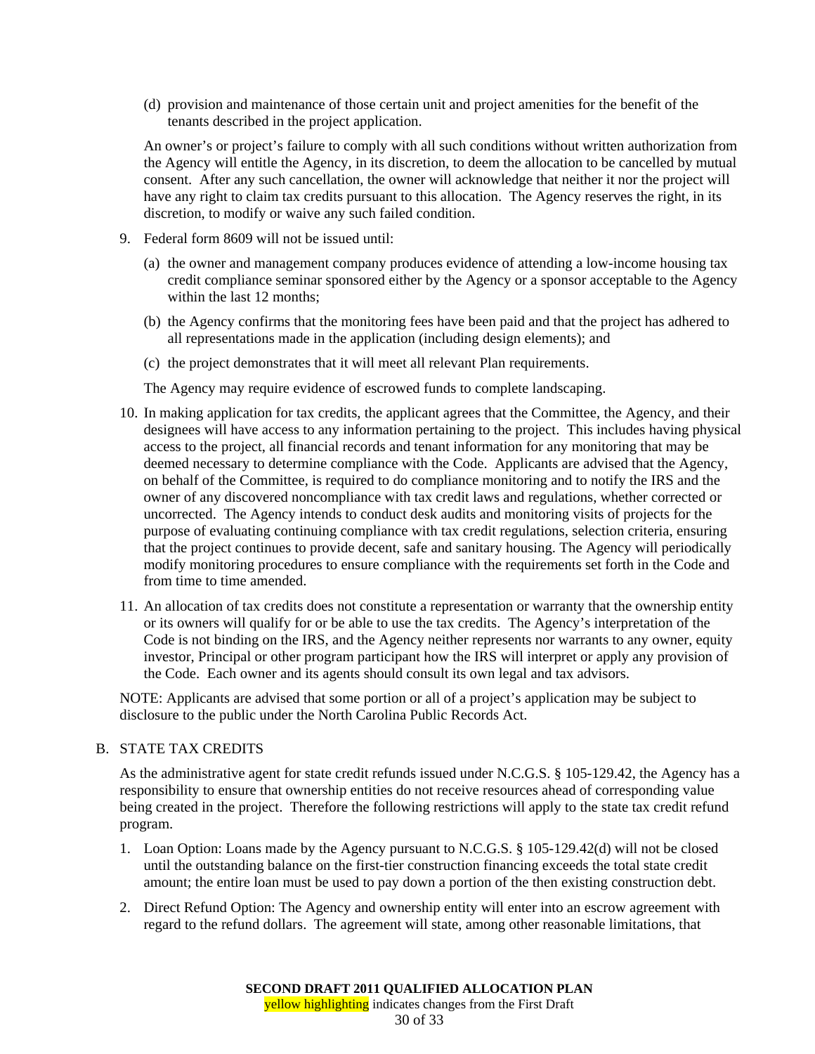(d) provision and maintenance of those certain unit and project amenities for the benefit of the tenants described in the project application.

An owner's or project's failure to comply with all such conditions without written authorization from the Agency will entitle the Agency, in its discretion, to deem the allocation to be cancelled by mutual consent. After any such cancellation, the owner will acknowledge that neither it nor the project will have any right to claim tax credits pursuant to this allocation. The Agency reserves the right, in its discretion, to modify or waive any such failed condition.

9. Federal form 8609 will not be issued until:

   (a) the owner and management company produces evidence of attending a low-income housing tax credit compliance seminar sponsored either by the Agency or a sponsor acceptable to the Agency within the last 12 months;

   (b) the Agency confirms that the monitoring fees have been paid and that the project has adhered to all representations made in the application (including design elements); and

   (c) the project demonstrates that it will meet all relevant Plan requirements.

   The Agency may require evidence of escrowed funds to complete landscaping.

10. In making application for tax credits, the applicant agrees that the Committee, the Agency, and their designees will have access to any information pertaining to the project. This includes having physical access to the project, all financial records and tenant information for any monitoring that may be deemed necessary to determine compliance with the Code. Applicants are advised that the Agency, on behalf of the Committee, is required to do compliance monitoring and to notify the IRS and the owner of any discovered noncompliance with tax credit laws and regulations, whether corrected or uncorrected. The Agency intends to conduct desk audits and monitoring visits of projects for the purpose of evaluating continuing compliance with tax credit regulations, selection criteria, ensuring that the project continues to provide decent, safe and sanitary housing. The Agency will periodically modify monitoring procedures to ensure compliance with the requirements set forth in the Code and from time to time amended.

11. An allocation of tax credits does not constitute a representation or warranty that the ownership entity or its owners will qualify for or be able to use the tax credits. The Agency's interpretation of the Code is not binding on the IRS, and the Agency neither represents nor warrants to any owner, equity investor, Principal or other program participant how the IRS will interpret or apply any provision of the Code. Each owner and its agents should consult its own legal and tax advisors.

NOTE: Applicants are advised that some portion or all of a project's application may be subject to disclosure to the public under the North Carolina Public Records Act.

## B. STATE TAX CREDITS

As the administrative agent for state credit refunds issued under N.C.G.S. § 105-129.42, the Agency has a responsibility to ensure that ownership entities do not receive resources ahead of corresponding value being created in the project. Therefore the following restrictions will apply to the state tax credit refund program.

1. Loan Option: Loans made by the Agency pursuant to N.C.G.S. § 105-129.42(d) will not be closed until the outstanding balance on the first-tier construction financing exceeds the total state credit amount; the entire loan must be used to pay down a portion of the then existing construction debt.

2. Direct Refund Option: The Agency and ownership entity will enter into an escrow agreement with regard to the refund dollars. The agreement will state, among other reasonable limitations, that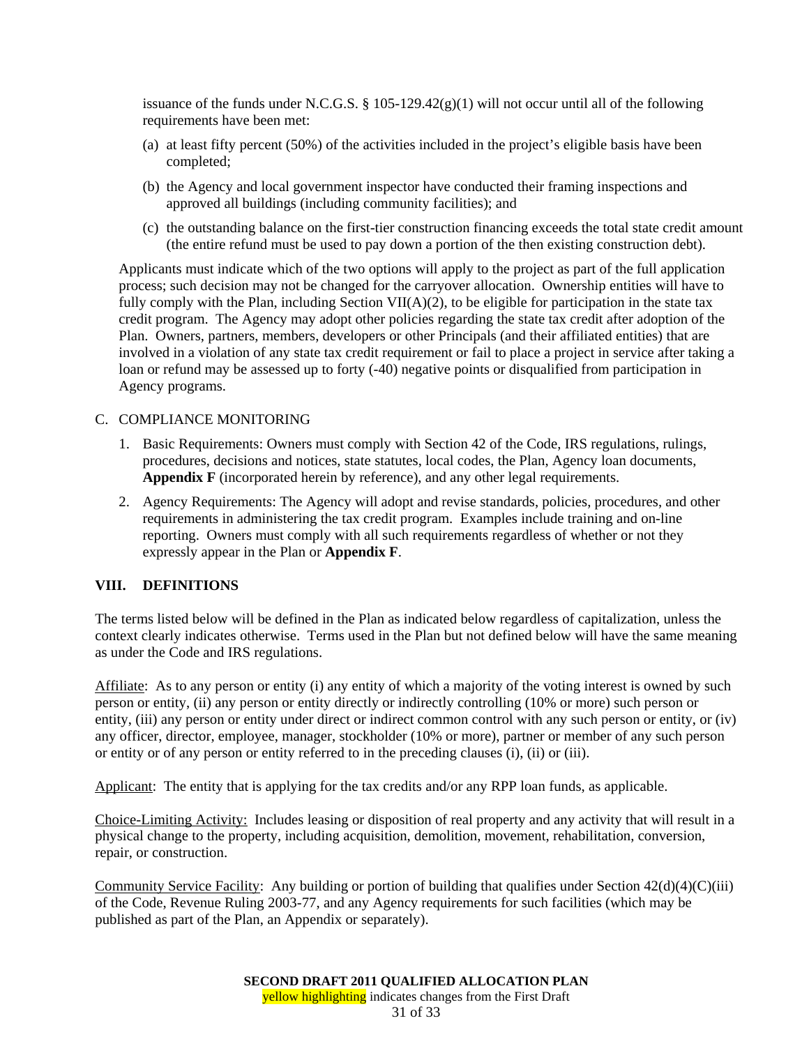issuance of the funds under N.C.G.S. § 105-129.42(g)(1) will not occur until all of the following requirements have been met:

(a) at least fifty percent (50%) of the activities included in the project's eligible basis have been completed;

(b) the Agency and local government inspector have conducted their framing inspections and approved all buildings (including community facilities); and

(c) the outstanding balance on the first-tier construction financing exceeds the total state credit amount (the entire refund must be used to pay down a portion of the then existing construction debt).

Applicants must indicate which of the two options will apply to the project as part of the full application process; such decision may not be changed for the carryover allocation. Ownership entities will have to fully comply with the Plan, including Section VII(A)(2), to be eligible for participation in the state tax credit program. The Agency may adopt other policies regarding the state tax credit after adoption of the Plan. Owners, partners, members, developers or other Principals (and their affiliated entities) that are involved in a violation of any state tax credit requirement or fail to place a project in service after taking a loan or refund may be assessed up to forty (-40) negative points or disqualified from participation in Agency programs.

C. COMPLIANCE MONITORING

1. Basic Requirements: Owners must comply with Section 42 of the Code, IRS regulations, rulings, procedures, decisions and notices, state statutes, local codes, the Plan, Agency loan documents, **Appendix F** (incorporated herein by reference), and any other legal requirements.

2. Agency Requirements: The Agency will adopt and revise standards, policies, procedures, and other requirements in administering the tax credit program. Examples include training and on-line reporting. Owners must comply with all such requirements regardless of whether or not they expressly appear in the Plan or **Appendix F**.

## VIII. DEFINITIONS

The terms listed below will be defined in the Plan as indicated below regardless of capitalization, unless the context clearly indicates otherwise. Terms used in the Plan but not defined below will have the same meaning as under the Code and IRS regulations.

Affiliate: As to any person or entity (i) any entity of which a majority of the voting interest is owned by such person or entity, (ii) any person or entity directly or indirectly controlling (10% or more) such person or entity, (iii) any person or entity under direct or indirect common control with any such person or entity, or (iv) any officer, director, employee, manager, stockholder (10% or more), partner or member of any such person or entity or of any person or entity referred to in the preceding clauses (i), (ii) or (iii).

Applicant: The entity that is applying for the tax credits and/or any RPP loan funds, as applicable.

Choice-Limiting Activity: Includes leasing or disposition of real property and any activity that will result in a physical change to the property, including acquisition, demolition, movement, rehabilitation, conversion, repair, or construction.

Community Service Facility: Any building or portion of building that qualifies under Section 42(d)(4)(C)(iii) of the Code, Revenue Ruling 2003-77, and any Agency requirements for such facilities (which may be published as part of the Plan, an Appendix or separately).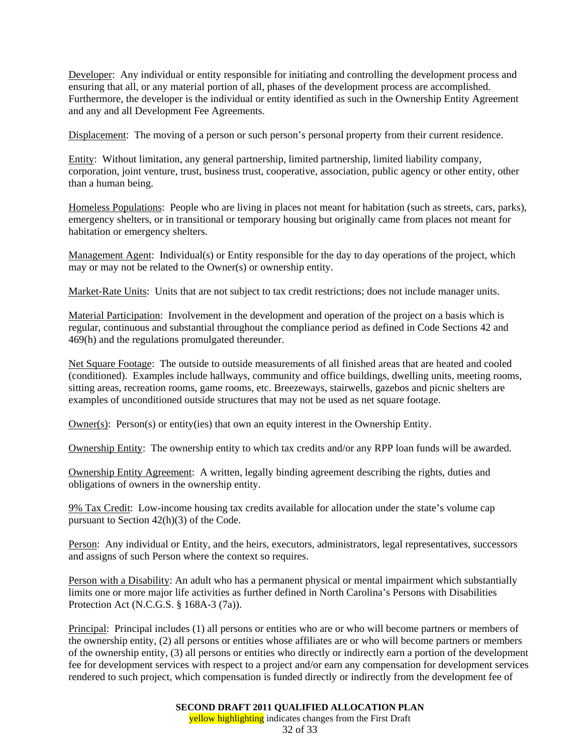Developer: Any individual or entity responsible for initiating and controlling the development process and ensuring that all, or any material portion of all, phases of the development process are accomplished. Furthermore, the developer is the individual or entity identified as such in the Ownership Entity Agreement and any and all Development Fee Agreements.

Displacement: The moving of a person or such person's personal property from their current residence.

Entity: Without limitation, any general partnership, limited partnership, limited liability company, corporation, joint venture, trust, business trust, cooperative, association, public agency or other entity, other than a human being.

Homeless Populations: People who are living in places not meant for habitation (such as streets, cars, parks), emergency shelters, or in transitional or temporary housing but originally came from places not meant for habitation or emergency shelters.

Management Agent: Individual(s) or Entity responsible for the day to day operations of the project, which may or may not be related to the Owner(s) or ownership entity.

Market-Rate Units: Units that are not subject to tax credit restrictions; does not include manager units.

Material Participation: Involvement in the development and operation of the project on a basis which is regular, continuous and substantial throughout the compliance period as defined in Code Sections 42 and 469(h) and the regulations promulgated thereunder.

Net Square Footage: The outside to outside measurements of all finished areas that are heated and cooled (conditioned). Examples include hallways, community and office buildings, dwelling units, meeting rooms, sitting areas, recreation rooms, game rooms, etc. Breezeways, stairwells, gazebos and picnic shelters are examples of unconditioned outside structures that may not be used as net square footage.

Owner(s): Person(s) or entity(ies) that own an equity interest in the Ownership Entity.

Ownership Entity: The ownership entity to which tax credits and/or any RPP loan funds will be awarded.

Ownership Entity Agreement: A written, legally binding agreement describing the rights, duties and obligations of owners in the ownership entity.

9% Tax Credit: Low-income housing tax credits available for allocation under the state's volume cap pursuant to Section 42(h)(3) of the Code.

Person: Any individual or Entity, and the heirs, executors, administrators, legal representatives, successors and assigns of such Person where the context so requires.

Person with a Disability: An adult who has a permanent physical or mental impairment which substantially limits one or more major life activities as further defined in North Carolina's Persons with Disabilities Protection Act (N.C.G.S. § 168A-3 (7a)).

Principal: Principal includes (1) all persons or entities who are or who will become partners or members of the ownership entity, (2) all persons or entities whose affiliates are or who will become partners or members of the ownership entity, (3) all persons or entities who directly or indirectly earn a portion of the development fee for development services with respect to a project and/or earn any compensation for development services rendered to such project, which compensation is funded directly or indirectly from the development fee of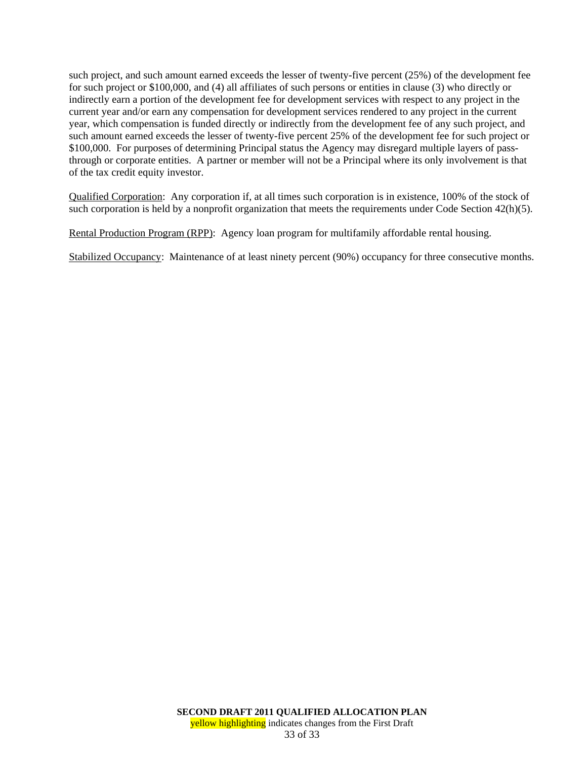such project, and such amount earned exceeds the lesser of twenty-five percent (25%) of the development fee for such project or $100,000, and (4) all affiliates of such persons or entities in clause (3) who directly or indirectly earn a portion of the development fee for development services with respect to any project in the current year and/or earn any compensation for development services rendered to any project in the current year, which compensation is funded directly or indirectly from the development fee of any such project, and such amount earned exceeds the lesser of twenty-five percent 25% of the development fee for such project or $100,000. For purposes of determining Principal status the Agency may disregard multiple layers of pass-through or corporate entities. A partner or member will not be a Principal where its only involvement is that of the tax credit equity investor.

<u>Qualified Corporation</u>: Any corporation if, at all times such corporation is in existence, 100% of the stock of such corporation is held by a nonprofit organization that meets the requirements under Code Section 42(h)(5).

<u>Rental Production Program (RPP)</u>: Agency loan program for multifamily affordable rental housing.

<u>Stabilized Occupancy</u>: Maintenance of at least ninety percent (90%) occupancy for three consecutive months.